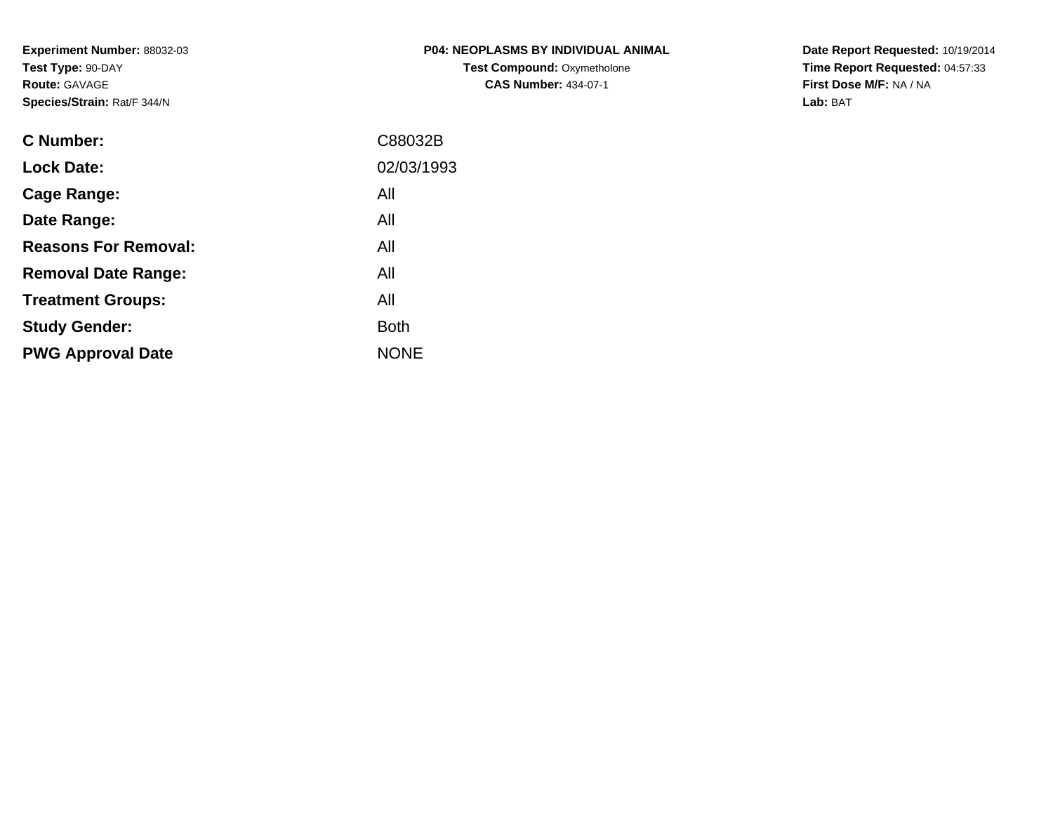**Experiment Number:** 88032-03
**Test Type:** 90-DAY
**Route:** GAVAGE
**Species/Strain:** Rat/F 344/N

**P04: NEOPLASMS BY INDIVIDUAL ANIMAL**
**Test Compound:** Oxymetholone
**CAS Number:** 434-07-1

**Date Report Requested:** 10/19/2014
**Time Report Requested:** 04:57:33
**First Dose M/F:** NA / NA
**Lab:** BAT

| | |
|---|---|
| **C Number:** | C88032B |
| **Lock Date:** | 02/03/1993 |
| **Cage Range:** | All |
| **Date Range:** | All |
| **Reasons For Removal:** | All |
| **Removal Date Range:** | All |
| **Treatment Groups:** | All |
| **Study Gender:** | Both |
| **PWG Approval Date** | NONE |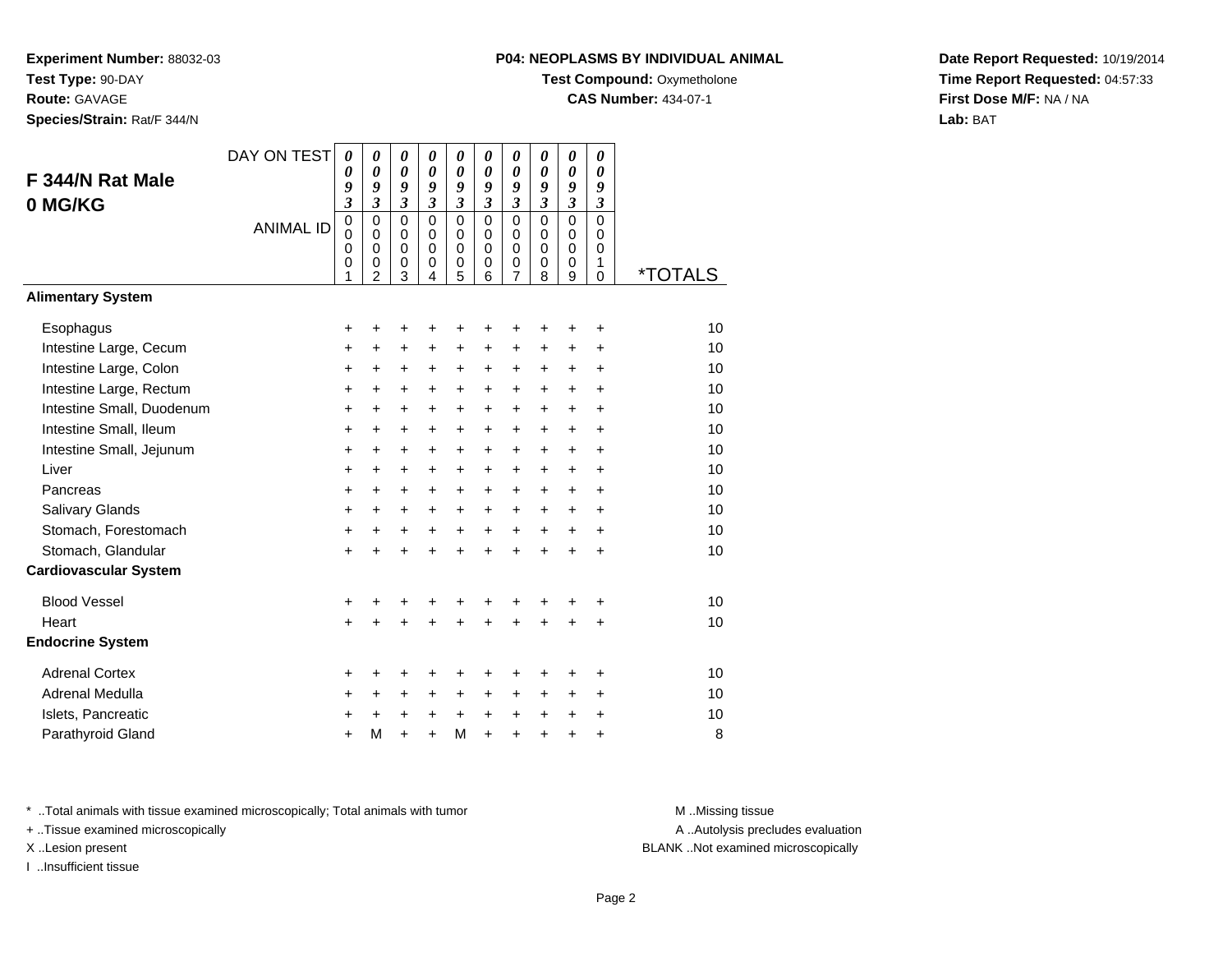**Experiment Number:** 88032-03
**Test Type:** 90-DAY
**Route:** GAVAGE
**Species/Strain:** Rat/F 344/N

**P04: NEOPLASMS BY INDIVIDUAL ANIMAL**
**Test Compound:** Oxymetholone
**CAS Number:** 434-07-1

**Date Report Requested:** 10/19/2014
**Time Report Requested:** 04:57:33
**First Dose M/F:** NA / NA
**Lab:** BAT

## F 344/N Rat Male 0 MG/KG

| DAY ON TEST | 0093 | 0093 | 0093 | 0093 | 0093 | 0093 | 0093 | 0093 | 0093 | 0093 | |
|---|---|---|---|---|---|---|---|---|---|---|---|
| ANIMAL ID | 00001 | 00002 | 00003 | 00004 | 00005 | 00006 | 00007 | 00008 | 00009 | 00010 | *TOTALS |
| **Alimentary System** | | | | | | | | | | | |
| Esophagus | + | + | + | + | + | + | + | + | + | + | 10 |
| Intestine Large, Cecum | + | + | + | + | + | + | + | + | + | + | 10 |
| Intestine Large, Colon | + | + | + | + | + | + | + | + | + | + | 10 |
| Intestine Large, Rectum | + | + | + | + | + | + | + | + | + | + | 10 |
| Intestine Small, Duodenum | + | + | + | + | + | + | + | + | + | + | 10 |
| Intestine Small, Ileum | + | + | + | + | + | + | + | + | + | + | 10 |
| Intestine Small, Jejunum | + | + | + | + | + | + | + | + | + | + | 10 |
| Liver | + | + | + | + | + | + | + | + | + | + | 10 |
| Pancreas | + | + | + | + | + | + | + | + | + | + | 10 |
| Salivary Glands | + | + | + | + | + | + | + | + | + | + | 10 |
| Stomach, Forestomach | + | + | + | + | + | + | + | + | + | + | 10 |
| Stomach, Glandular | + | + | + | + | + | + | + | + | + | + | 10 |
| **Cardiovascular System** | | | | | | | | | | | |
| Blood Vessel | + | + | + | + | + | + | + | + | + | + | 10 |
| Heart | + | + | + | + | + | + | + | + | + | + | 10 |
| **Endocrine System** | | | | | | | | | | | |
| Adrenal Cortex | + | + | + | + | + | + | + | + | + | + | 10 |
| Adrenal Medulla | + | + | + | + | + | + | + | + | + | + | 10 |
| Islets, Pancreatic | + | + | + | + | + | + | + | + | + | + | 10 |
| Parathyroid Gland | + | M | + | + | M | + | + | + | + | + | 8 |

\* ..Total animals with tissue examined microscopically; Total animals with tumor
\+ ..Tissue examined microscopically
X ..Lesion present
I ..Insufficient tissue

M ..Missing tissue
A ..Autolysis precludes evaluation
BLANK ..Not examined microscopically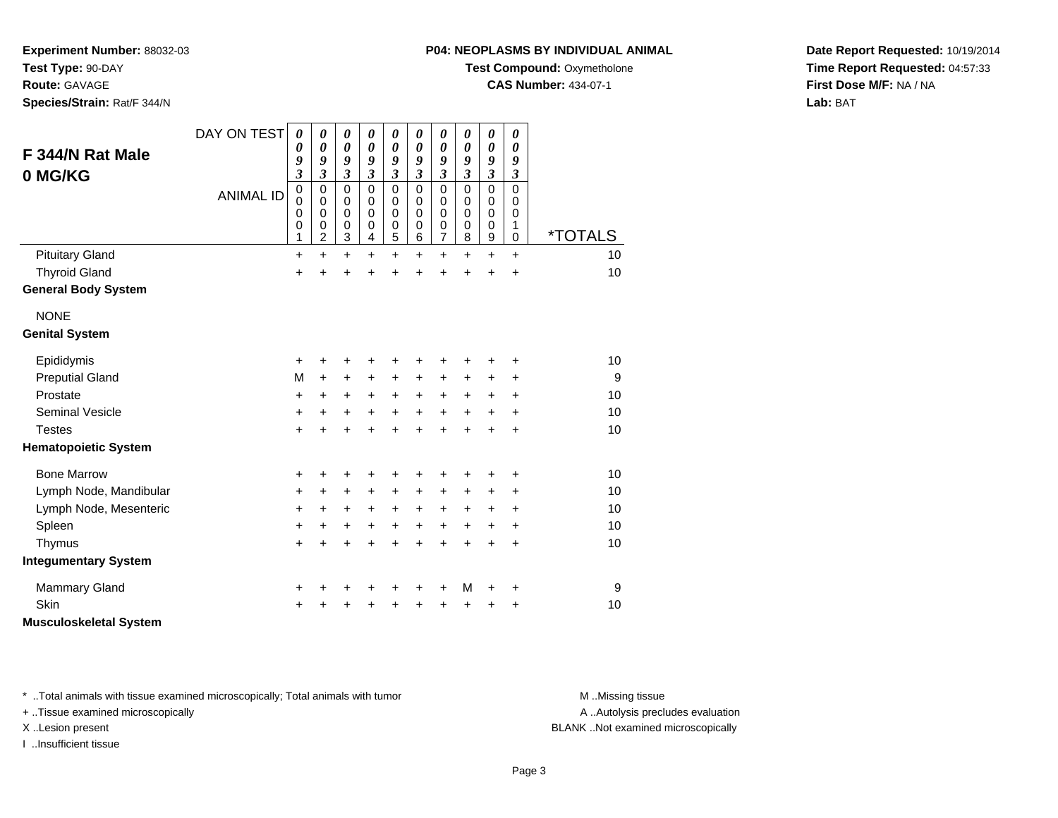**Experiment Number:** 88032-03
**Test Type:** 90-DAY
**Route:** GAVAGE
**Species/Strain:** Rat/F 344/N

**P04: NEOPLASMS BY INDIVIDUAL ANIMAL**
**Test Compound:** Oxymetholone
**CAS Number:** 434-07-1

**Date Report Requested:** 10/19/2014
**Time Report Requested:** 04:57:33
**First Dose M/F:** NA / NA
**Lab:** BAT

## F 344/N Rat Male 0 MG/KG

| DAY ON TEST | 0093 | 0093 | 0093 | 0093 | 0093 | 0093 | 0093 | 0093 | 0093 | 0093 | |
|---|---|---|---|---|---|---|---|---|---|---|---|
| ANIMAL ID | 00001 | 00002 | 00003 | 00004 | 00005 | 00006 | 00007 | 00008 | 00009 | 00010 | *TOTALS |
| Pituitary Gland | + | + | + | + | + | + | + | + | + | + | 10 |
| Thyroid Gland | + | + | + | + | + | + | + | + | + | + | 10 |
| **General Body System** | | | | | | | | | | | |
| NONE | | | | | | | | | | | |
| **Genital System** | | | | | | | | | | | |
| Epididymis | + | + | + | + | + | + | + | + | + | + | 10 |
| Preputial Gland | M | + | + | + | + | + | + | + | + | + | 9 |
| Prostate | + | + | + | + | + | + | + | + | + | + | 10 |
| Seminal Vesicle | + | + | + | + | + | + | + | + | + | + | 10 |
| Testes | + | + | + | + | + | + | + | + | + | + | 10 |
| **Hematopoietic System** | | | | | | | | | | | |
| Bone Marrow | + | + | + | + | + | + | + | + | + | + | 10 |
| Lymph Node, Mandibular | + | + | + | + | + | + | + | + | + | + | 10 |
| Lymph Node, Mesenteric | + | + | + | + | + | + | + | + | + | + | 10 |
| Spleen | + | + | + | + | + | + | + | + | + | + | 10 |
| Thymus | + | + | + | + | + | + | + | + | + | + | 10 |
| **Integumentary System** | | | | | | | | | | | |
| Mammary Gland | + | + | + | + | + | + | + | M | + | + | 9 |
| Skin | + | + | + | + | + | + | + | + | + | + | 10 |
| **Musculoskeletal System** | | | | | | | | | | | |

\* ..Total animals with tissue examined microscopically; Total animals with tumor
\+ ..Tissue examined microscopically
X ..Lesion present
I ..Insufficient tissue

M ..Missing tissue
A ..Autolysis precludes evaluation
BLANK ..Not examined microscopically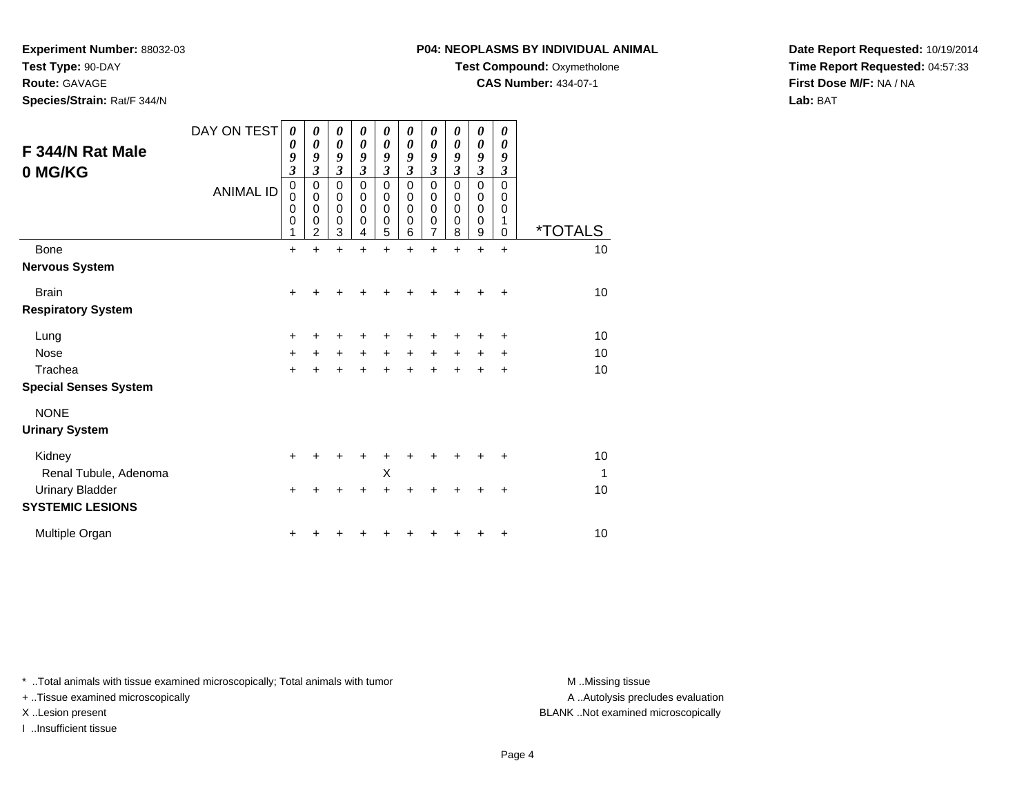**Experiment Number:** 88032-03
**Test Type:** 90-DAY
**Route:** GAVAGE
**Species/Strain:** Rat/F 344/N

**P04: NEOPLASMS BY INDIVIDUAL ANIMAL**
**Test Compound:** Oxymetholone
**CAS Number:** 434-07-1

**Date Report Requested:** 10/19/2014
**Time Report Requested:** 04:57:33
**First Dose M/F:** NA / NA
**Lab:** BAT

## F 344/N Rat Male
## 0 MG/KG

| DAY ON TEST | 0093 | 0093 | 0093 | 0093 | 0093 | 0093 | 0093 | 0093 | 0093 | 0093 | |
|---|---|---|---|---|---|---|---|---|---|---|---|
| ANIMAL ID | 00001 | 00002 | 00003 | 00004 | 00005 | 00006 | 00007 | 00008 | 00009 | 00010 | *TOTALS |
| Bone | + | + | + | + | + | + | + | + | + | + | 10 |
| **Nervous System** | | | | | | | | | | | |
| Brain | + | + | + | + | + | + | + | + | + | + | 10 |
| **Respiratory System** | | | | | | | | | | | |
| Lung | + | + | + | + | + | + | + | + | + | + | 10 |
| Nose | + | + | + | + | + | + | + | + | + | + | 10 |
| Trachea | + | + | + | + | + | + | + | + | + | + | 10 |
| **Special Senses System** | | | | | | | | | | | |
| NONE | | | | | | | | | | | |
| **Urinary System** | | | | | | | | | | | |
| Kidney | + | + | + | + | + | + | + | + | + | + | 10 |
| Renal Tubule, Adenoma | | | | | X | | | | | | 1 |
| Urinary Bladder | + | + | + | + | + | + | + | + | + | + | 10 |
| **SYSTEMIC LESIONS** | | | | | | | | | | | |
| Multiple Organ | + | + | + | + | + | + | + | + | + | + | 10 |

* ..Total animals with tissue examined microscopically; Total animals with tumor
+ ..Tissue examined microscopically
X ..Lesion present
I ..Insufficient tissue

M ..Missing tissue
A ..Autolysis precludes evaluation
BLANK ..Not examined microscopically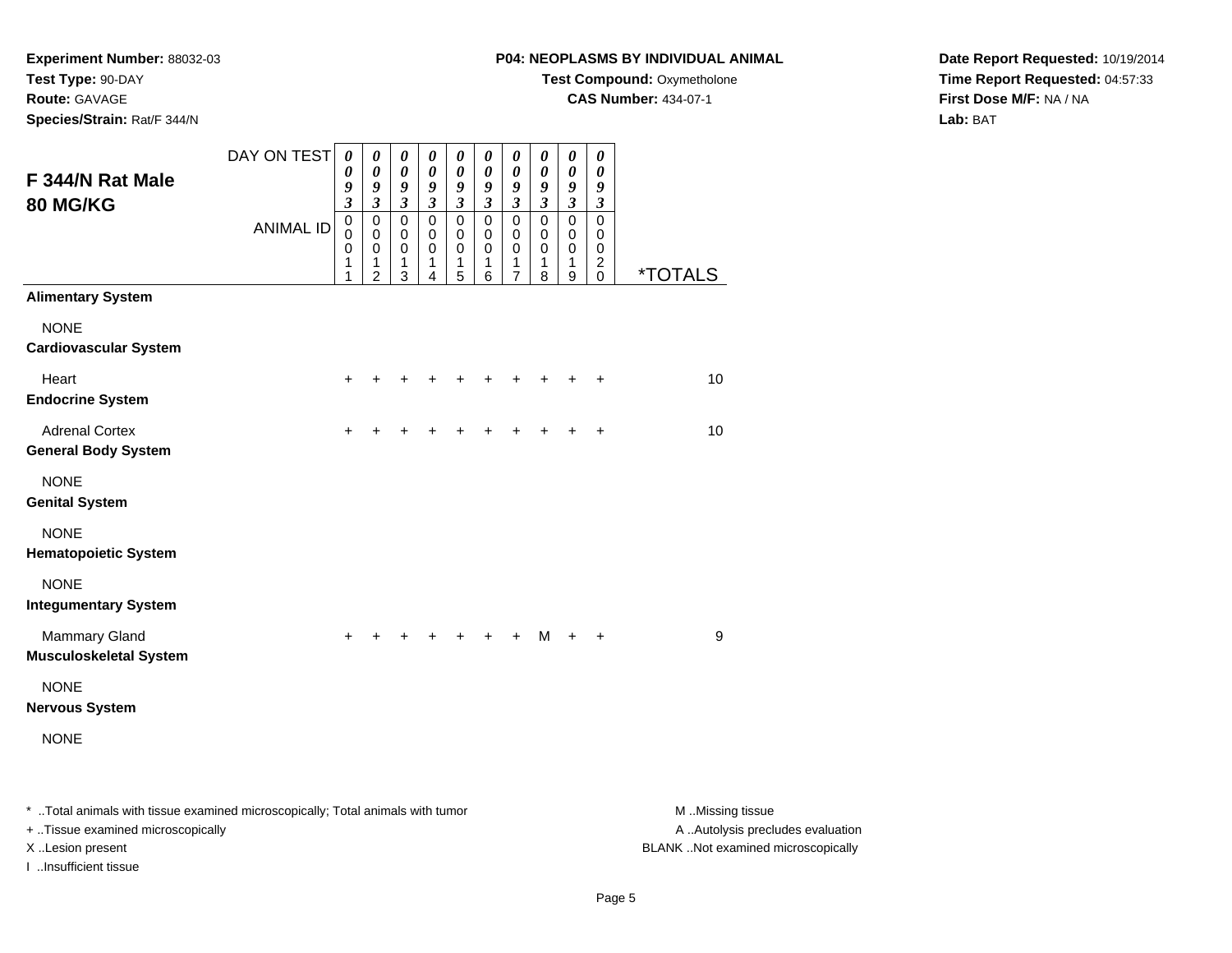**Experiment Number:** 88032-03
**Test Type:** 90-DAY
**Route:** GAVAGE
**Species/Strain:** Rat/F 344/N

**P04: NEOPLASMS BY INDIVIDUAL ANIMAL**
**Test Compound:** Oxymetholone
**CAS Number:** 434-07-1

**Date Report Requested:** 10/19/2014
**Time Report Requested:** 04:57:33
**First Dose M/F:** NA / NA
**Lab:** BAT

## F 344/N Rat Male 80 MG/KG

| DAY ON TEST | 0093 | 0093 | 0093 | 0093 | 0093 | 0093 | 0093 | 0093 | 0093 | 0093 | |
|---|---|---|---|---|---|---|---|---|---|---|---|
| ANIMAL ID | 00011 | 00012 | 00013 | 00014 | 00015 | 00016 | 00017 | 00018 | 00019 | 00020 | *TOTALS |
| **Alimentary System** | | | | | | | | | | | |
| NONE | | | | | | | | | | | |
| **Cardiovascular System** | | | | | | | | | | | |
| Heart | + | + | + | + | + | + | + | + | + | + | 10 |
| **Endocrine System** | | | | | | | | | | | |
| Adrenal Cortex | + | + | + | + | + | + | + | + | + | + | 10 |
| **General Body System** | | | | | | | | | | | |
| NONE | | | | | | | | | | | |
| **Genital System** | | | | | | | | | | | |
| NONE | | | | | | | | | | | |
| **Hematopoietic System** | | | | | | | | | | | |
| NONE | | | | | | | | | | | |
| **Integumentary System** | | | | | | | | | | | |
| Mammary Gland | + | + | + | + | + | + | + | M | + | + | 9 |
| **Musculoskeletal System** | | | | | | | | | | | |
| NONE | | | | | | | | | | | |
| **Nervous System** | | | | | | | | | | | |
| NONE | | | | | | | | | | | |

* ..Total animals with tissue examined microscopically; Total animals with tumor
+ ..Tissue examined microscopically
X ..Lesion present
I ..Insufficient tissue

M ..Missing tissue
A ..Autolysis precludes evaluation
BLANK ..Not examined microscopically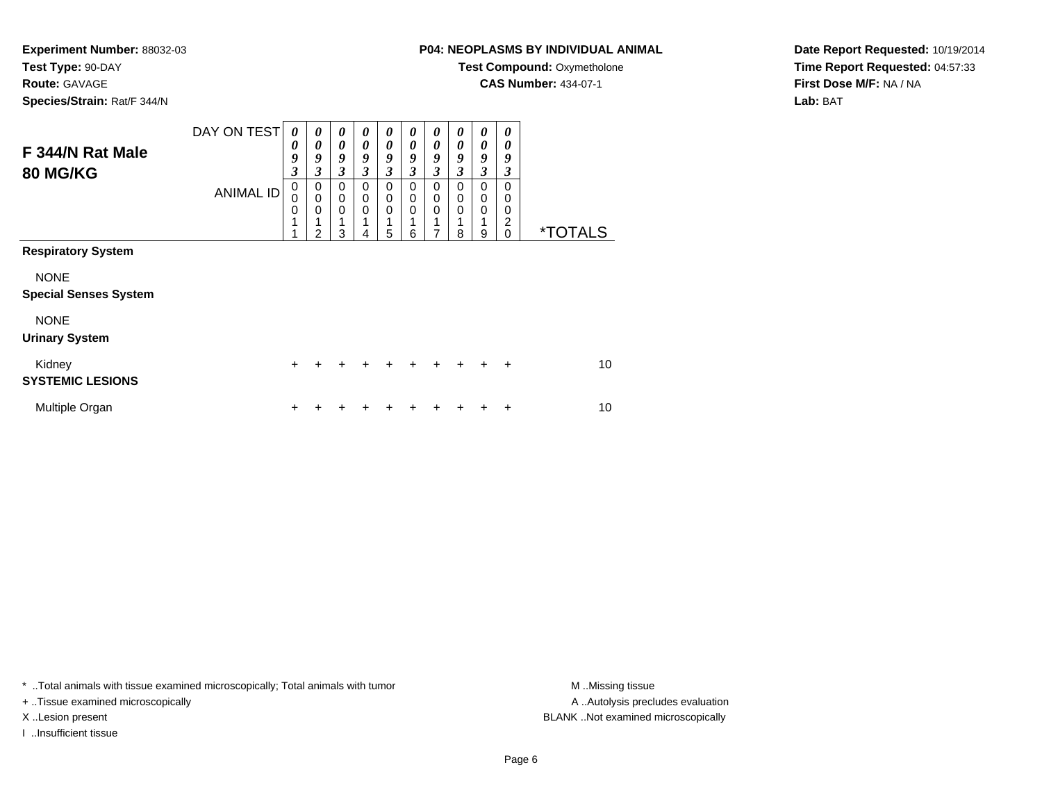**Experiment Number:** 88032-03
**Test Type:** 90-DAY
**Route:** GAVAGE
**Species/Strain:** Rat/F 344/N

**P04: NEOPLASMS BY INDIVIDUAL ANIMAL**
**Test Compound:** Oxymetholone
**CAS Number:** 434-07-1

**Date Report Requested:** 10/19/2014
**Time Report Requested:** 04:57:33
**First Dose M/F:** NA / NA
**Lab:** BAT

## F 344/N Rat Male
## 80 MG/KG

| DAY ON TEST | 0093 | 0093 | 0093 | 0093 | 0093 | 0093 | 0093 | 0093 | 0093 | 0093 | |
|---|---|---|---|---|---|---|---|---|---|---|---|
| ANIMAL ID | 00011 | 00012 | 00013 | 00014 | 00015 | 00016 | 00017 | 00018 | 00019 | 00020 | *TOTALS |
| **Respiratory System** | | | | | | | | | | | |
| NONE | | | | | | | | | | | |
| **Special Senses System** | | | | | | | | | | | |
| NONE | | | | | | | | | | | |
| **Urinary System** | | | | | | | | | | | |
| Kidney | + | + | + | + | + | + | + | + | + | + | 10 |
| **SYSTEMIC LESIONS** | | | | | | | | | | | |
| Multiple Organ | + | + | + | + | + | + | + | + | + | + | 10 |

* ..Total animals with tissue examined microscopically; Total animals with tumor
+ ..Tissue examined microscopically
X ..Lesion present
I ..Insufficient tissue

M ..Missing tissue
A ..Autolysis precludes evaluation
BLANK ..Not examined microscopically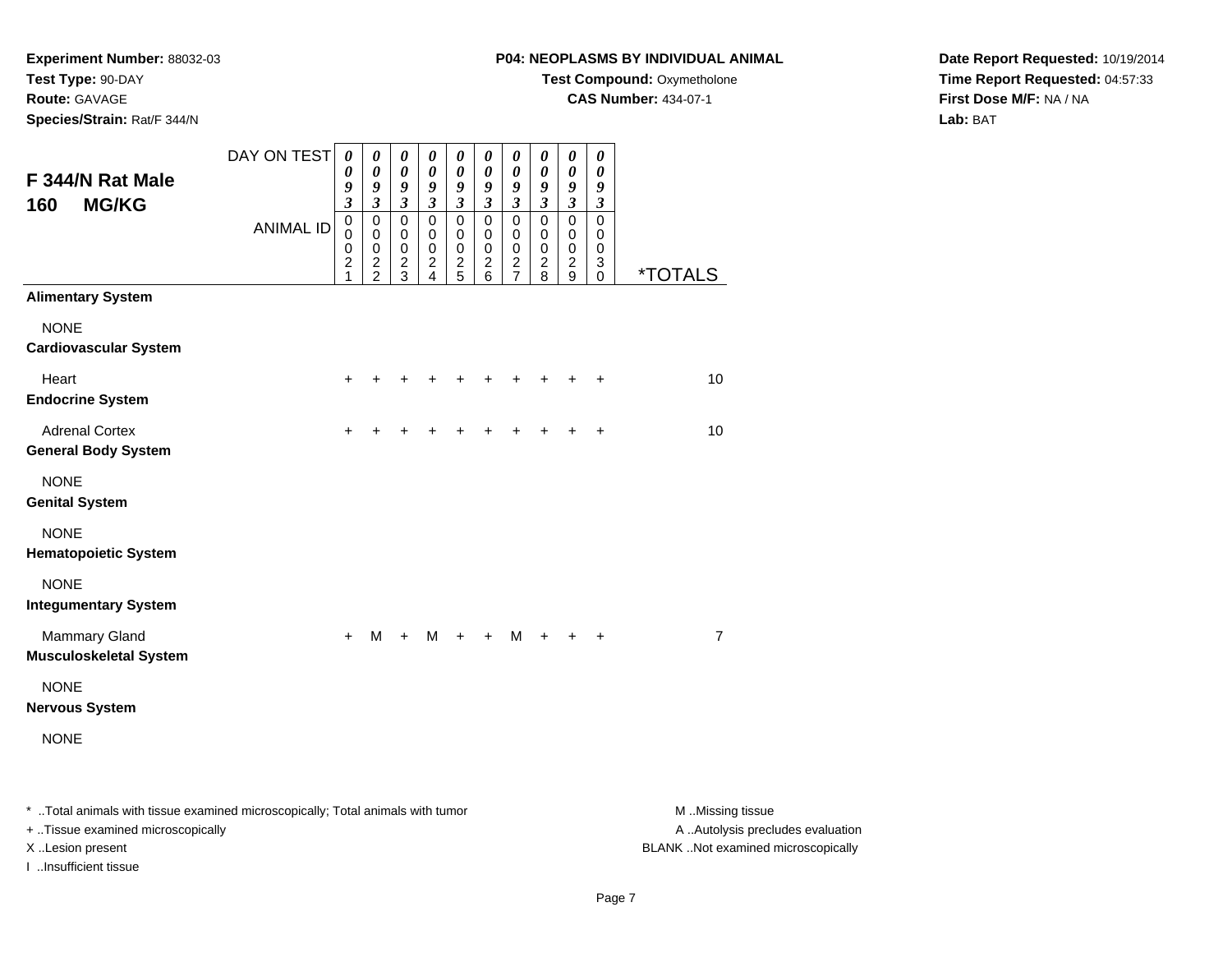**Experiment Number:** 88032-03
**Test Type:** 90-DAY
**Route:** GAVAGE
**Species/Strain:** Rat/F 344/N

**P04: NEOPLASMS BY INDIVIDUAL ANIMAL**
**Test Compound:** Oxymetholone
**CAS Number:** 434-07-1

**Date Report Requested:** 10/19/2014
**Time Report Requested:** 04:57:33
**First Dose M/F:** NA / NA
**Lab:** BAT

## F 344/N Rat Male
## 160 MG/KG

| DAY ON TEST | 0093 | 0093 | 0093 | 0093 | 0093 | 0093 | 0093 | 0093 | 0093 | 0093 | |
|---|---|---|---|---|---|---|---|---|---|---|---|
| ANIMAL ID | 00021 | 00022 | 00023 | 00024 | 00025 | 00026 | 00027 | 00028 | 00029 | 00030 | *TOTALS |
| **Alimentary System** | | | | | | | | | | | |
| NONE | | | | | | | | | | | |
| **Cardiovascular System** | | | | | | | | | | | |
| Heart | + | + | + | + | + | + | + | + | + | + | 10 |
| **Endocrine System** | | | | | | | | | | | |
| Adrenal Cortex | + | + | + | + | + | + | + | + | + | + | 10 |
| **General Body System** | | | | | | | | | | | |
| NONE | | | | | | | | | | | |
| **Genital System** | | | | | | | | | | | |
| NONE | | | | | | | | | | | |
| **Hematopoietic System** | | | | | | | | | | | |
| NONE | | | | | | | | | | | |
| **Integumentary System** | | | | | | | | | | | |
| Mammary Gland | + | M | + | M | + | + | M | + | + | + | 7 |
| **Musculoskeletal System** | | | | | | | | | | | |
| NONE | | | | | | | | | | | |
| **Nervous System** | | | | | | | | | | | |
| NONE | | | | | | | | | | | |

\* ..Total animals with tissue examined microscopically; Total animals with tumor
\+ ..Tissue examined microscopically
X ..Lesion present
I ..Insufficient tissue

M ..Missing tissue
A ..Autolysis precludes evaluation
BLANK ..Not examined microscopically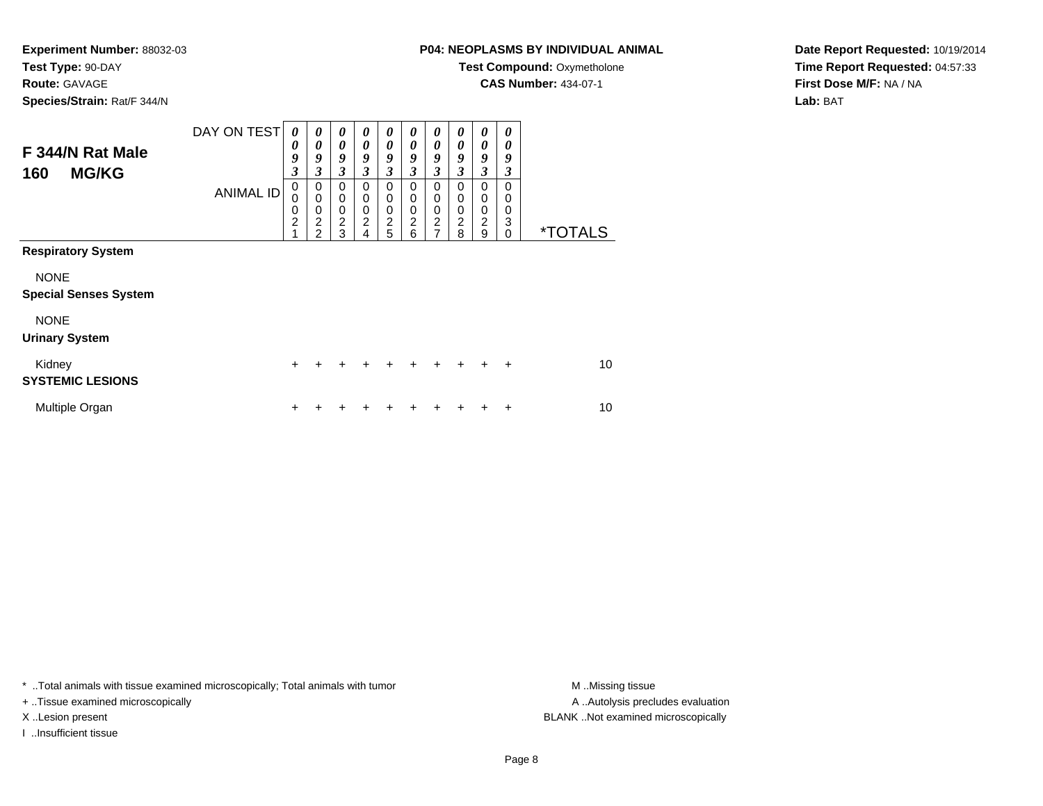**Experiment Number:** 88032-03
**Test Type:** 90-DAY
**Route:** GAVAGE
**Species/Strain:** Rat/F 344/N

**P04: NEOPLASMS BY INDIVIDUAL ANIMAL**
**Test Compound:** Oxymetholone
**CAS Number:** 434-07-1

**Date Report Requested:** 10/19/2014
**Time Report Requested:** 04:57:33
**First Dose M/F:** NA / NA
**Lab:** BAT

## F 344/N Rat Male
## 160 MG/KG

| DAY ON TEST | 0093 | 0093 | 0093 | 0093 | 0093 | 0093 | 0093 | 0093 | 0093 | 0093 | |
|---|---|---|---|---|---|---|---|---|---|---|---|
| ANIMAL ID | 00021 | 00022 | 00023 | 00024 | 00025 | 00026 | 00027 | 00028 | 00029 | 00030 | *TOTALS |
| **Respiratory System** | | | | | | | | | | | |
| NONE | | | | | | | | | | | |
| **Special Senses System** | | | | | | | | | | | |
| NONE | | | | | | | | | | | |
| **Urinary System** | | | | | | | | | | | |
| Kidney | + | + | + | + | + | + | + | + | + | + | 10 |
| **SYSTEMIC LESIONS** | | | | | | | | | | | |
| Multiple Organ | + | + | + | + | + | + | + | + | + | + | 10 |

* ..Total animals with tissue examined microscopically; Total animals with tumor
+ ..Tissue examined microscopically
X ..Lesion present
I ..Insufficient tissue

M ..Missing tissue
A ..Autolysis precludes evaluation
BLANK ..Not examined microscopically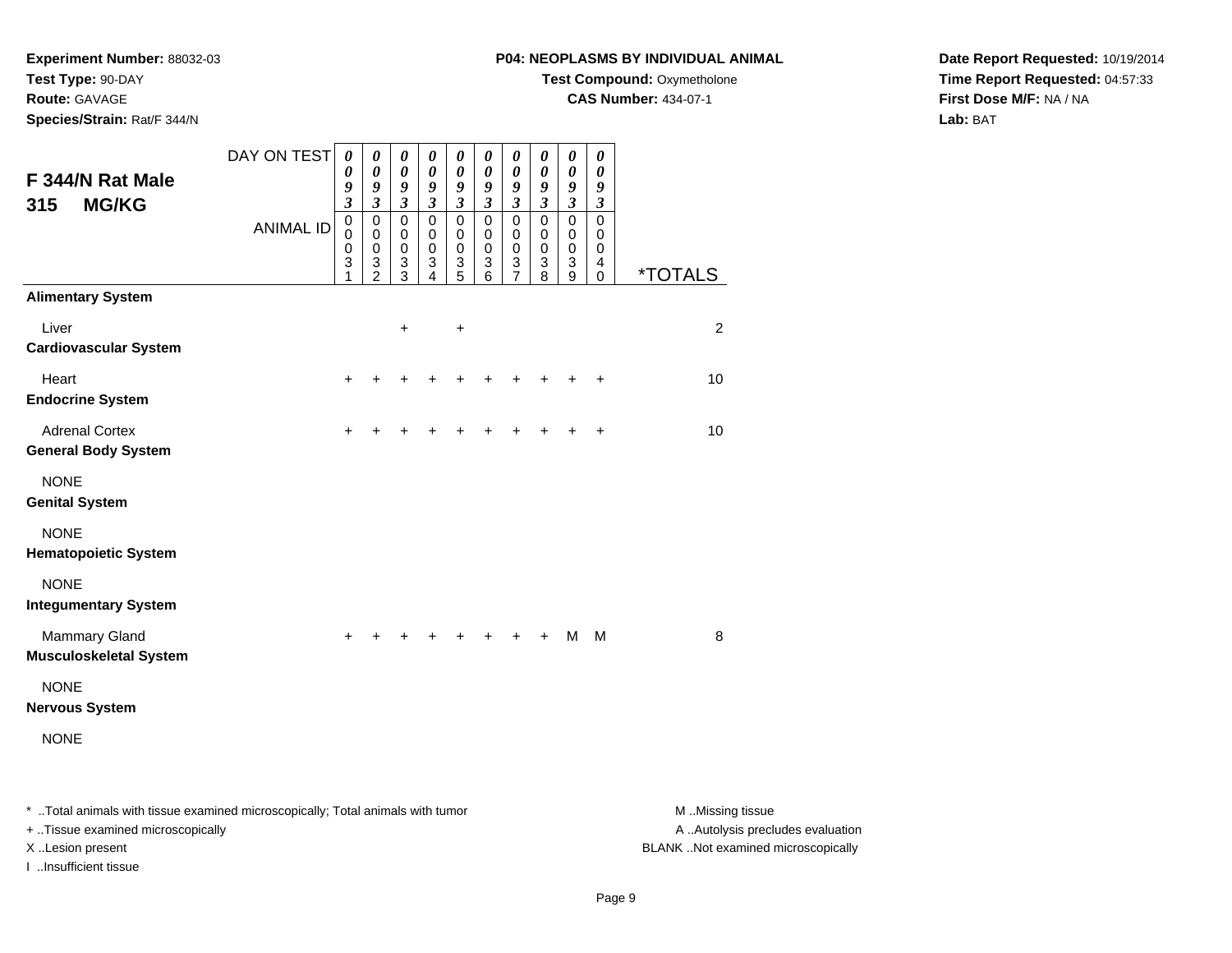**Experiment Number:** 88032-03
**Test Type:** 90-DAY
**Route:** GAVAGE
**Species/Strain:** Rat/F 344/N

**P04: NEOPLASMS BY INDIVIDUAL ANIMAL**
**Test Compound:** Oxymetholone
**CAS Number:** 434-07-1

**Date Report Requested:** 10/19/2014
**Time Report Requested:** 04:57:33
**First Dose M/F:** NA / NA
**Lab:** BAT

## F 344/N Rat Male 315 MG/KG

| DAY ON TEST | 0093 | 0093 | 0093 | 0093 | 0093 | 0093 | 0093 | 0093 | 0093 | 0093 | |
|---|---|---|---|---|---|---|---|---|---|---|---|
| ANIMAL ID | 00031 | 00032 | 00033 | 00034 | 00035 | 00036 | 00037 | 00038 | 00039 | 00040 | *TOTALS |
| **Alimentary System** | | | | | | | | | | | |
| Liver | | | + | | + | | | | | | 2 |
| **Cardiovascular System** | | | | | | | | | | | |
| Heart | + | + | + | + | + | + | + | + | + | + | 10 |
| **Endocrine System** | | | | | | | | | | | |
| Adrenal Cortex | + | + | + | + | + | + | + | + | + | + | 10 |
| **General Body System** | | | | | | | | | | | |
| NONE | | | | | | | | | | | |
| **Genital System** | | | | | | | | | | | |
| NONE | | | | | | | | | | | |
| **Hematopoietic System** | | | | | | | | | | | |
| NONE | | | | | | | | | | | |
| **Integumentary System** | | | | | | | | | | | |
| Mammary Gland | + | + | + | + | + | + | + | + | M | M | 8 |
| **Musculoskeletal System** | | | | | | | | | | | |
| NONE | | | | | | | | | | | |
| **Nervous System** | | | | | | | | | | | |
| NONE | | | | | | | | | | | |

* ..Total animals with tissue examined microscopically; Total animals with tumor
+ ..Tissue examined microscopically
X ..Lesion present
I ..Insufficient tissue

M ..Missing tissue
A ..Autolysis precludes evaluation
BLANK ..Not examined microscopically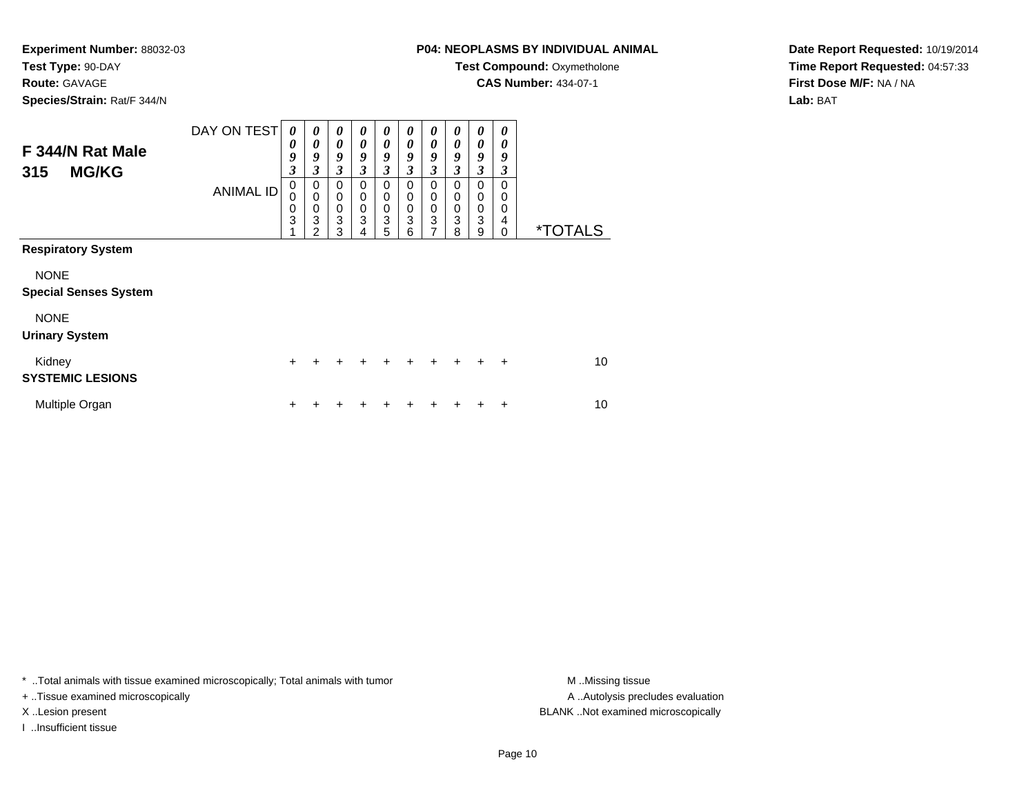**Experiment Number:** 88032-03
**Test Type:** 90-DAY
**Route:** GAVAGE
**Species/Strain:** Rat/F 344/N

**P04: NEOPLASMS BY INDIVIDUAL ANIMAL**
**Test Compound:** Oxymetholone
**CAS Number:** 434-07-1

**Date Report Requested:** 10/19/2014
**Time Report Requested:** 04:57:33
**First Dose M/F:** NA / NA
**Lab:** BAT

## F 344/N Rat Male 315 MG/KG

| DAY ON TEST | 0093 | 0093 | 0093 | 0093 | 0093 | 0093 | 0093 | 0093 | 0093 | 0093 | |
|---|---|---|---|---|---|---|---|---|---|---|---|
| ANIMAL ID | 00031 | 00032 | 00033 | 00034 | 00035 | 00036 | 00037 | 00038 | 00039 | 00040 | *TOTALS |
| **Respiratory System** | | | | | | | | | | | |
| NONE | | | | | | | | | | | |
| **Special Senses System** | | | | | | | | | | | |
| NONE | | | | | | | | | | | |
| **Urinary System** | | | | | | | | | | | |
| Kidney | + | + | + | + | + | + | + | + | + | + | 10 |
| **SYSTEMIC LESIONS** | | | | | | | | | | | |
| Multiple Organ | + | + | + | + | + | + | + | + | + | + | 10 |

* ..Total animals with tissue examined microscopically; Total animals with tumor
+ ..Tissue examined microscopically
X ..Lesion present
I ..Insufficient tissue

M ..Missing tissue
A ..Autolysis precludes evaluation
BLANK ..Not examined microscopically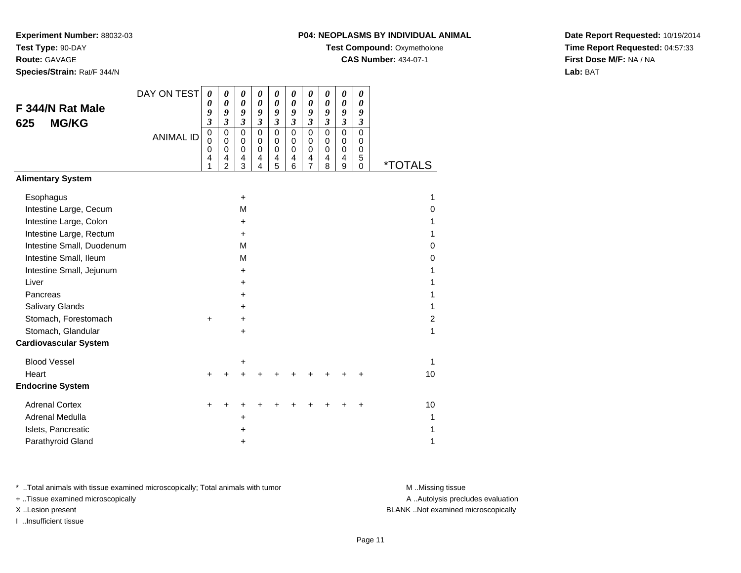**Experiment Number:** 88032-03
**Test Type:** 90-DAY
**Route:** GAVAGE
**Species/Strain:** Rat/F 344/N

**P04: NEOPLASMS BY INDIVIDUAL ANIMAL**
**Test Compound:** Oxymetholone
**CAS Number:** 434-07-1

**Date Report Requested:** 10/19/2014
**Time Report Requested:** 04:57:33
**First Dose M/F:** NA / NA
**Lab:** BAT

## F 344/N Rat Male 625 MG/KG

| DAY ON TEST | 0093 | 0093 | 0093 | 0093 | 0093 | 0093 | 0093 | 0093 | 0093 | 0093 | |
|---|---|---|---|---|---|---|---|---|---|---|---|
| ANIMAL ID | 00041 | 00042 | 00043 | 00044 | 00045 | 00046 | 00047 | 00048 | 00049 | 00050 | *TOTALS |
| **Alimentary System** | | | | | | | | | | | |
| Esophagus | | | + | | | | | | | | 1 |
| Intestine Large, Cecum | | | M | | | | | | | | 0 |
| Intestine Large, Colon | | | + | | | | | | | | 1 |
| Intestine Large, Rectum | | | + | | | | | | | | 1 |
| Intestine Small, Duodenum | | | M | | | | | | | | 0 |
| Intestine Small, Ileum | | | M | | | | | | | | 0 |
| Intestine Small, Jejunum | | | + | | | | | | | | 1 |
| Liver | | | + | | | | | | | | 1 |
| Pancreas | | | + | | | | | | | | 1 |
| Salivary Glands | | | + | | | | | | | | 1 |
| Stomach, Forestomach | + | | + | | | | | | | | 2 |
| Stomach, Glandular | | | + | | | | | | | | 1 |
| **Cardiovascular System** | | | | | | | | | | | |
| Blood Vessel | | | + | | | | | | | | 1 |
| Heart | + | + | + | + | + | + | + | + | + | + | 10 |
| **Endocrine System** | | | | | | | | | | | |
| Adrenal Cortex | + | + | + | + | + | + | + | + | + | + | 10 |
| Adrenal Medulla | | | + | | | | | | | | 1 |
| Islets, Pancreatic | | | + | | | | | | | | 1 |
| Parathyroid Gland | | | + | | | | | | | | 1 |

\* ..Total animals with tissue examined microscopically; Total animals with tumor
+ ..Tissue examined microscopically
X ..Lesion present
I ..Insufficient tissue

M ..Missing tissue
A ..Autolysis precludes evaluation
BLANK ..Not examined microscopically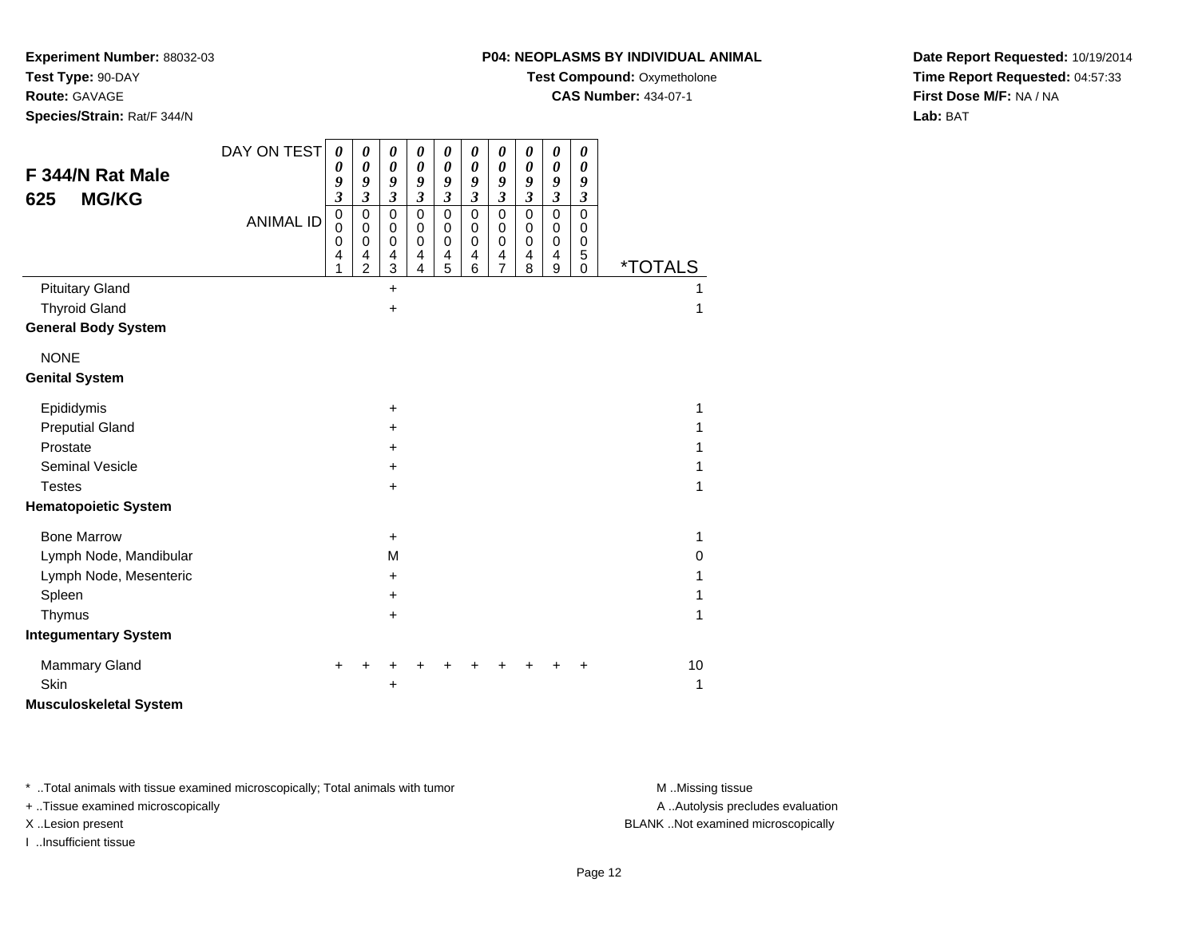**Experiment Number:** 88032-03
**Test Type:** 90-DAY
**Route:** GAVAGE
**Species/Strain:** Rat/F 344/N

**P04: NEOPLASMS BY INDIVIDUAL ANIMAL**
**Test Compound:** Oxymetholone
**CAS Number:** 434-07-1

**Date Report Requested:** 10/19/2014
**Time Report Requested:** 04:57:33
**First Dose M/F:** NA / NA
**Lab:** BAT

## F 344/N Rat Male
## 625 MG/KG

| DAY ON TEST | 0093 | 0093 | 0093 | 0093 | 0093 | 0093 | 0093 | 0093 | 0093 | 0093 | |
|---|---|---|---|---|---|---|---|---|---|---|---|
| ANIMAL ID | 00041 | 00042 | 00043 | 00044 | 00045 | 00046 | 00047 | 00048 | 00049 | 00050 | *TOTALS |
| Pituitary Gland | | | + | | | | | | | | 1 |
| Thyroid Gland | | | + | | | | | | | | 1 |
| **General Body System** | | | | | | | | | | | |
| NONE | | | | | | | | | | | |
| **Genital System** | | | | | | | | | | | |
| Epididymis | | | + | | | | | | | | 1 |
| Preputial Gland | | | + | | | | | | | | 1 |
| Prostate | | | + | | | | | | | | 1 |
| Seminal Vesicle | | | + | | | | | | | | 1 |
| Testes | | | + | | | | | | | | 1 |
| **Hematopoietic System** | | | | | | | | | | | |
| Bone Marrow | | | + | | | | | | | | 1 |
| Lymph Node, Mandibular | | | M | | | | | | | | 0 |
| Lymph Node, Mesenteric | | | + | | | | | | | | 1 |
| Spleen | | | + | | | | | | | | 1 |
| Thymus | | | + | | | | | | | | 1 |
| **Integumentary System** | | | | | | | | | | | |
| Mammary Gland | + | + | + | + | + | + | + | + | + | + | 10 |
| Skin | | | + | | | | | | | | 1 |
| **Musculoskeletal System** | | | | | | | | | | | |

* ..Total animals with tissue examined microscopically; Total animals with tumor
+ ..Tissue examined microscopically
X ..Lesion present
I ..Insufficient tissue

M ..Missing tissue
A ..Autolysis precludes evaluation
BLANK ..Not examined microscopically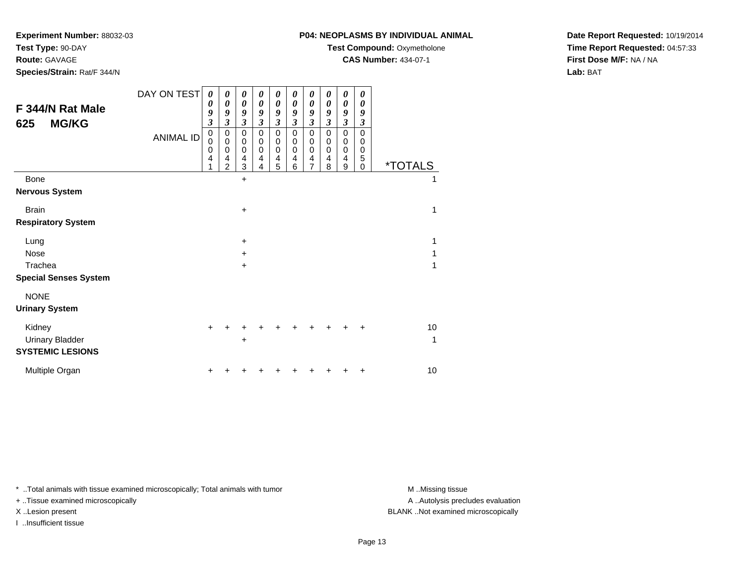**Experiment Number:** 88032-03
**Test Type:** 90-DAY
**Route:** GAVAGE
**Species/Strain:** Rat/F 344/N

**P04: NEOPLASMS BY INDIVIDUAL ANIMAL**
**Test Compound:** Oxymetholone
**CAS Number:** 434-07-1

**Date Report Requested:** 10/19/2014
**Time Report Requested:** 04:57:33
**First Dose M/F:** NA / NA
**Lab:** BAT

## F 344/N Rat Male 625 MG/KG

| DAY ON TEST | 0093 | 0093 | 0093 | 0093 | 0093 | 0093 | 0093 | 0093 | 0093 | 0093 | |
|---|---|---|---|---|---|---|---|---|---|---|---|
| ANIMAL ID | 00041 | 00042 | 00043 | 00044 | 00045 | 00046 | 00047 | 00048 | 00049 | 00050 | *TOTALS |
| Bone | | | + | | | | | | | | 1 |
| **Nervous System** | | | | | | | | | | | |
| Brain | | | + | | | | | | | | 1 |
| **Respiratory System** | | | | | | | | | | | |
| Lung | | | + | | | | | | | | 1 |
| Nose | | | + | | | | | | | | 1 |
| Trachea | | | + | | | | | | | | 1 |
| **Special Senses System** | | | | | | | | | | | |
| NONE | | | | | | | | | | | |
| **Urinary System** | | | | | | | | | | | |
| Kidney | + | + | + | + | + | + | + | + | + | + | 10 |
| Urinary Bladder | | | + | | | | | | | | 1 |
| **SYSTEMIC LESIONS** | | | | | | | | | | | |
| Multiple Organ | + | + | + | + | + | + | + | + | + | + | 10 |

* ..Total animals with tissue examined microscopically; Total animals with tumor
+ ..Tissue examined microscopically
X ..Lesion present
I ..Insufficient tissue

M ..Missing tissue
A ..Autolysis precludes evaluation
BLANK ..Not examined microscopically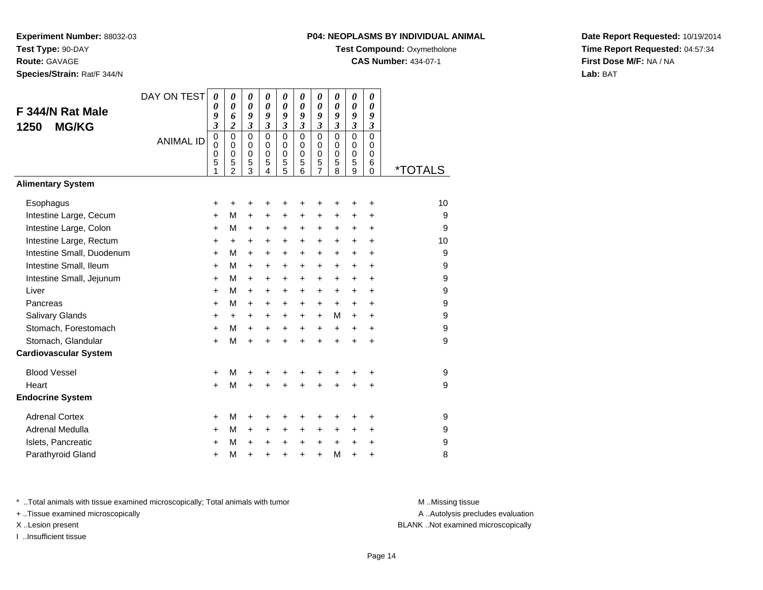**Experiment Number:** 88032-03
**Test Type:** 90-DAY
**Route:** GAVAGE
**Species/Strain:** Rat/F 344/N

**P04: NEOPLASMS BY INDIVIDUAL ANIMAL**
**Test Compound:** Oxymetholone
**CAS Number:** 434-07-1

**Date Report Requested:** 10/19/2014
**Time Report Requested:** 04:57:34
**First Dose M/F:** NA / NA
**Lab:** BAT

## F 344/N Rat Male 1250 MG/KG

| DAY ON TEST | 0093 | 0062 | 0093 | 0093 | 0093 | 0093 | 0093 | 0093 | 0093 | 0093 | |
|---|---|---|---|---|---|---|---|---|---|---|---|
| ANIMAL ID | 00051 | 00052 | 00053 | 00054 | 00055 | 00056 | 00057 | 00058 | 00059 | 00060 | *TOTALS |
| **Alimentary System** | | | | | | | | | | | |
| Esophagus | + | + | + | + | + | + | + | + | + | + | 10 |
| Intestine Large, Cecum | + | M | + | + | + | + | + | + | + | + | 9 |
| Intestine Large, Colon | + | M | + | + | + | + | + | + | + | + | 9 |
| Intestine Large, Rectum | + | + | + | + | + | + | + | + | + | + | 10 |
| Intestine Small, Duodenum | + | M | + | + | + | + | + | + | + | + | 9 |
| Intestine Small, Ileum | + | M | + | + | + | + | + | + | + | + | 9 |
| Intestine Small, Jejunum | + | M | + | + | + | + | + | + | + | + | 9 |
| Liver | + | M | + | + | + | + | + | + | + | + | 9 |
| Pancreas | + | M | + | + | + | + | + | + | + | + | 9 |
| Salivary Glands | + | + | + | + | + | + | + | M | + | + | 9 |
| Stomach, Forestomach | + | M | + | + | + | + | + | + | + | + | 9 |
| Stomach, Glandular | + | M | + | + | + | + | + | + | + | + | 9 |
| **Cardiovascular System** | | | | | | | | | | | |
| Blood Vessel | + | M | + | + | + | + | + | + | + | + | 9 |
| Heart | + | M | + | + | + | + | + | + | + | + | 9 |
| **Endocrine System** | | | | | | | | | | | |
| Adrenal Cortex | + | M | + | + | + | + | + | + | + | + | 9 |
| Adrenal Medulla | + | M | + | + | + | + | + | + | + | + | 9 |
| Islets, Pancreatic | + | M | + | + | + | + | + | + | + | + | 9 |
| Parathyroid Gland | + | M | + | + | + | + | + | M | + | + | 8 |

* ..Total animals with tissue examined microscopically; Total animals with tumor
+ ..Tissue examined microscopically
X ..Lesion present
I ..Insufficient tissue

M ..Missing tissue
A ..Autolysis precludes evaluation
BLANK ..Not examined microscopically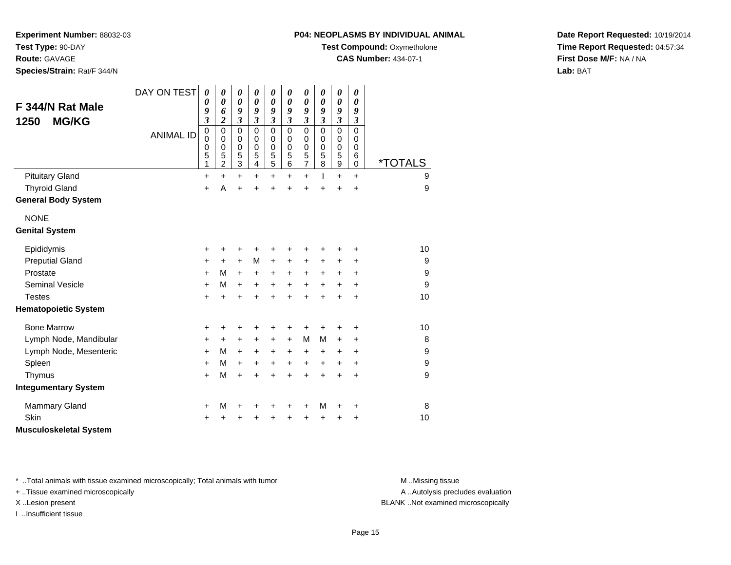**Experiment Number:** 88032-03
**Test Type:** 90-DAY
**Route:** GAVAGE
**Species/Strain:** Rat/F 344/N

**P04: NEOPLASMS BY INDIVIDUAL ANIMAL**
**Test Compound:** Oxymetholone
**CAS Number:** 434-07-1

**Date Report Requested:** 10/19/2014
**Time Report Requested:** 04:57:34
**First Dose M/F:** NA / NA
**Lab:** BAT

## F 344/N Rat Male 1250 MG/KG

| DAY ON TEST | 0093 | 0062 | 0093 | 0093 | 0093 | 0093 | 0093 | 0093 | 0093 | 0093 | |
|---|---|---|---|---|---|---|---|---|---|---|---|
| ANIMAL ID | 00051 | 00052 | 00053 | 00054 | 00055 | 00056 | 00057 | 00058 | 00059 | 00060 | *TOTALS |
| Pituitary Gland | + | + | + | + | + | + | + | I | + | + | 9 |
| Thyroid Gland | + | A | + | + | + | + | + | + | + | + | 9 |
| **General Body System** | | | | | | | | | | | |
| NONE | | | | | | | | | | | |
| **Genital System** | | | | | | | | | | | |
| Epididymis | + | + | + | + | + | + | + | + | + | + | 10 |
| Preputial Gland | + | + | + | M | + | + | + | + | + | + | 9 |
| Prostate | + | M | + | + | + | + | + | + | + | + | 9 |
| Seminal Vesicle | + | M | + | + | + | + | + | + | + | + | 9 |
| Testes | + | + | + | + | + | + | + | + | + | + | 10 |
| **Hematopoietic System** | | | | | | | | | | | |
| Bone Marrow | + | + | + | + | + | + | + | + | + | + | 10 |
| Lymph Node, Mandibular | + | + | + | + | + | + | M | M | + | + | 8 |
| Lymph Node, Mesenteric | + | M | + | + | + | + | + | + | + | + | 9 |
| Spleen | + | M | + | + | + | + | + | + | + | + | 9 |
| Thymus | + | M | + | + | + | + | + | + | + | + | 9 |
| **Integumentary System** | | | | | | | | | | | |
| Mammary Gland | + | M | + | + | + | + | + | M | + | + | 8 |
| Skin | + | + | + | + | + | + | + | + | + | + | 10 |
| **Musculoskeletal System** | | | | | | | | | | | |

* ..Total animals with tissue examined microscopically; Total animals with tumor
+ ..Tissue examined microscopically
X ..Lesion present
I ..Insufficient tissue

M ..Missing tissue
A ..Autolysis precludes evaluation
BLANK ..Not examined microscopically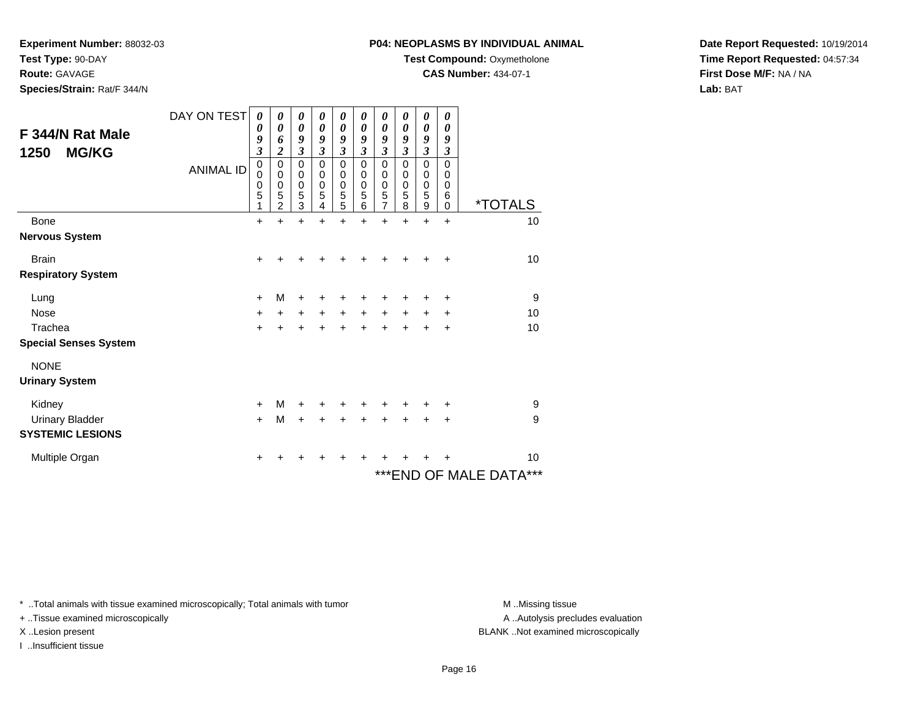**Experiment Number:** 88032-03
**Test Type:** 90-DAY
**Route:** GAVAGE
**Species/Strain:** Rat/F 344/N

**P04: NEOPLASMS BY INDIVIDUAL ANIMAL**
**Test Compound:** Oxymetholone
**CAS Number:** 434-07-1

**Date Report Requested:** 10/19/2014
**Time Report Requested:** 04:57:34
**First Dose M/F:** NA / NA
**Lab:** BAT

## F 344/N Rat Male 1250 MG/KG

| DAY ON TEST | 0093 | 0062 | 0093 | 0093 | 0093 | 0093 | 0093 | 0093 | 0093 | 0093 | |
|---|---|---|---|---|---|---|---|---|---|---|---|
| ANIMAL ID | 00051 | 00052 | 00053 | 00054 | 00055 | 00056 | 00057 | 00058 | 00059 | 00060 | *TOTALS |
| Bone | + | + | + | + | + | + | + | + | + | + | 10 |
| **Nervous System** | | | | | | | | | | | |
| Brain | + | + | + | + | + | + | + | + | + | + | 10 |
| **Respiratory System** | | | | | | | | | | | |
| Lung | + | M | + | + | + | + | + | + | + | + | 9 |
| Nose | + | + | + | + | + | + | + | + | + | + | 10 |
| Trachea | + | + | + | + | + | + | + | + | + | + | 10 |
| **Special Senses System** | | | | | | | | | | | |
| NONE | | | | | | | | | | | |
| **Urinary System** | | | | | | | | | | | |
| Kidney | + | M | + | + | + | + | + | + | + | + | 9 |
| Urinary Bladder | + | M | + | + | + | + | + | + | + | + | 9 |
| **SYSTEMIC LESIONS** | | | | | | | | | | | |
| Multiple Organ | + | + | + | + | + | + | + | + | + | + | 10 |

***END OF MALE DATA***

* ..Total animals with tissue examined microscopically; Total animals with tumor
+ ..Tissue examined microscopically
X ..Lesion present
I ..Insufficient tissue

M ..Missing tissue
A ..Autolysis precludes evaluation
BLANK ..Not examined microscopically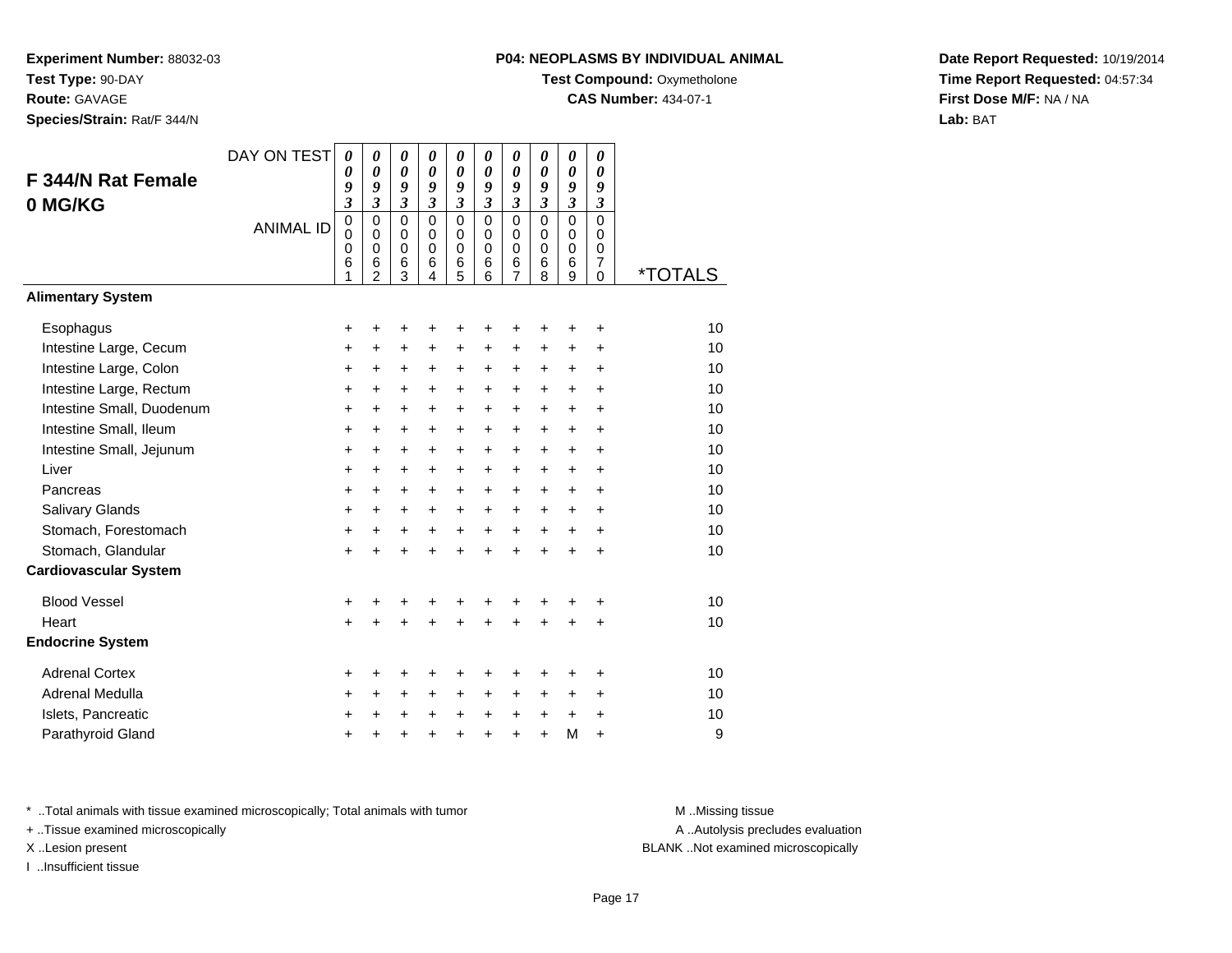**Experiment Number:** 88032-03
**Test Type:** 90-DAY
**Route:** GAVAGE
**Species/Strain:** Rat/F 344/N

**P04: NEOPLASMS BY INDIVIDUAL ANIMAL**
**Test Compound:** Oxymetholone
**CAS Number:** 434-07-1

**Date Report Requested:** 10/19/2014
**Time Report Requested:** 04:57:34
**First Dose M/F:** NA / NA
**Lab:** BAT

## F 344/N Rat Female 0 MG/KG

| DAY ON TEST | 0093 | 0093 | 0093 | 0093 | 0093 | 0093 | 0093 | 0093 | 0093 | 0093 | |
|---|---|---|---|---|---|---|---|---|---|---|---|
| ANIMAL ID | 00061 | 00062 | 00063 | 00064 | 00065 | 00066 | 00067 | 00068 | 00069 | 00070 | *TOTALS |
| **Alimentary System** | | | | | | | | | | | |
| Esophagus | + | + | + | + | + | + | + | + | + | + | 10 |
| Intestine Large, Cecum | + | + | + | + | + | + | + | + | + | + | 10 |
| Intestine Large, Colon | + | + | + | + | + | + | + | + | + | + | 10 |
| Intestine Large, Rectum | + | + | + | + | + | + | + | + | + | + | 10 |
| Intestine Small, Duodenum | + | + | + | + | + | + | + | + | + | + | 10 |
| Intestine Small, Ileum | + | + | + | + | + | + | + | + | + | + | 10 |
| Intestine Small, Jejunum | + | + | + | + | + | + | + | + | + | + | 10 |
| Liver | + | + | + | + | + | + | + | + | + | + | 10 |
| Pancreas | + | + | + | + | + | + | + | + | + | + | 10 |
| Salivary Glands | + | + | + | + | + | + | + | + | + | + | 10 |
| Stomach, Forestomach | + | + | + | + | + | + | + | + | + | + | 10 |
| Stomach, Glandular | + | + | + | + | + | + | + | + | + | + | 10 |
| **Cardiovascular System** | | | | | | | | | | | |
| Blood Vessel | + | + | + | + | + | + | + | + | + | + | 10 |
| Heart | + | + | + | + | + | + | + | + | + | + | 10 |
| **Endocrine System** | | | | | | | | | | | |
| Adrenal Cortex | + | + | + | + | + | + | + | + | + | + | 10 |
| Adrenal Medulla | + | + | + | + | + | + | + | + | + | + | 10 |
| Islets, Pancreatic | + | + | + | + | + | + | + | + | + | + | 10 |
| Parathyroid Gland | + | + | + | + | + | + | + | + | M | + | 9 |

\* ..Total animals with tissue examined microscopically; Total animals with tumor
\+ ..Tissue examined microscopically
X ..Lesion present
I ..Insufficient tissue

M ..Missing tissue
A ..Autolysis precludes evaluation
BLANK ..Not examined microscopically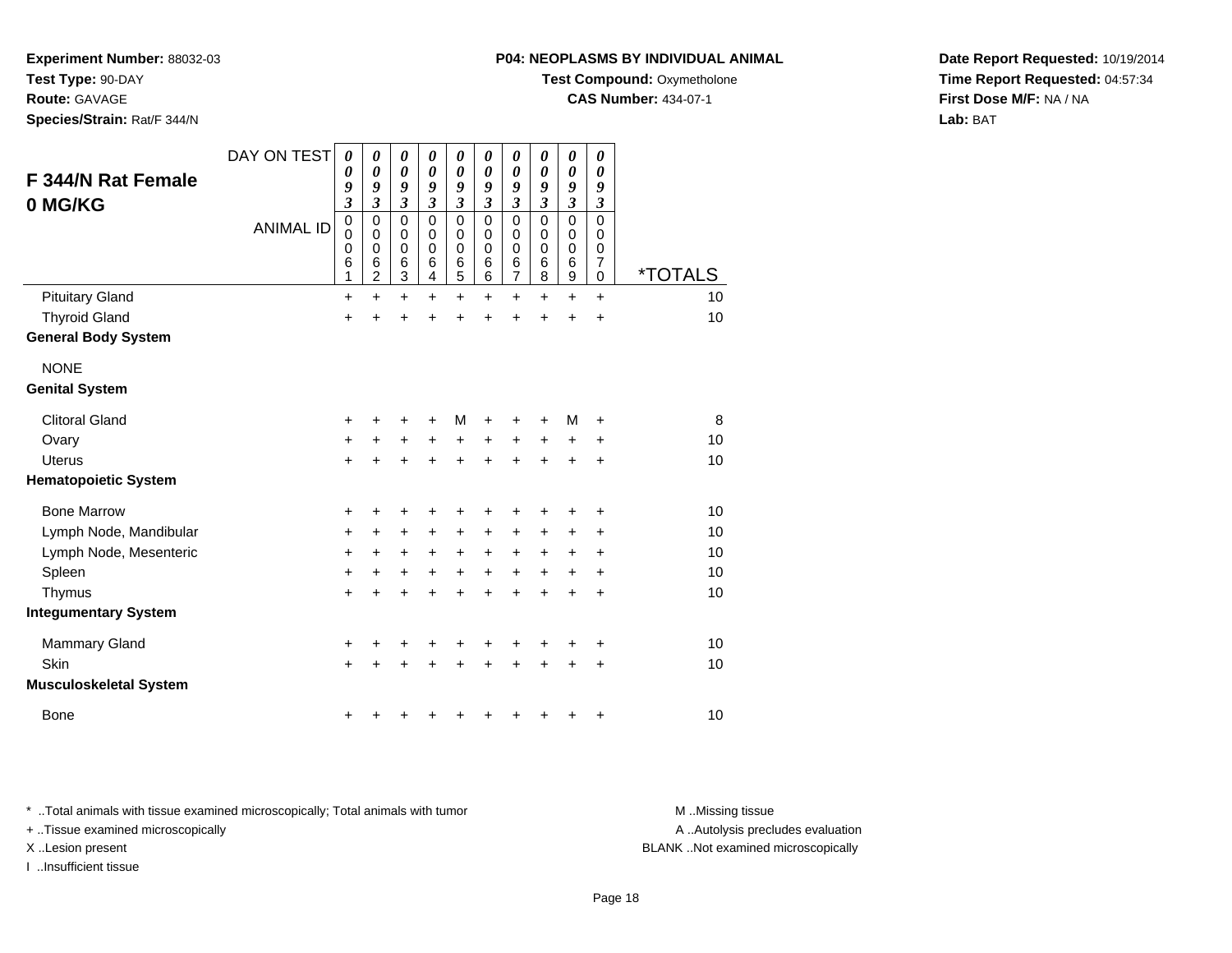**Experiment Number:** 88032-03
**Test Type:** 90-DAY
**Route:** GAVAGE
**Species/Strain:** Rat/F 344/N

**P04: NEOPLASMS BY INDIVIDUAL ANIMAL**
**Test Compound:** Oxymetholone
**CAS Number:** 434-07-1

**Date Report Requested:** 10/19/2014
**Time Report Requested:** 04:57:34
**First Dose M/F:** NA / NA
**Lab:** BAT

## F 344/N Rat Female 0 MG/KG

| DAY ON TEST | 0093 | 0093 | 0093 | 0093 | 0093 | 0093 | 0093 | 0093 | 0093 | 0093 | |
|---|---|---|---|---|---|---|---|---|---|---|---|
| ANIMAL ID | 00061 | 00062 | 00063 | 00064 | 00065 | 00066 | 00067 | 00068 | 00069 | 00070 | *TOTALS |
| Pituitary Gland | + | + | + | + | + | + | + | + | + | + | 10 |
| Thyroid Gland | + | + | + | + | + | + | + | + | + | + | 10 |
| **General Body System** | | | | | | | | | | | |
| NONE | | | | | | | | | | | |
| **Genital System** | | | | | | | | | | | |
| Clitoral Gland | + | + | + | + | M | + | + | + | M | + | 8 |
| Ovary | + | + | + | + | + | + | + | + | + | + | 10 |
| Uterus | + | + | + | + | + | + | + | + | + | + | 10 |
| **Hematopoietic System** | | | | | | | | | | | |
| Bone Marrow | + | + | + | + | + | + | + | + | + | + | 10 |
| Lymph Node, Mandibular | + | + | + | + | + | + | + | + | + | + | 10 |
| Lymph Node, Mesenteric | + | + | + | + | + | + | + | + | + | + | 10 |
| Spleen | + | + | + | + | + | + | + | + | + | + | 10 |
| Thymus | + | + | + | + | + | + | + | + | + | + | 10 |
| **Integumentary System** | | | | | | | | | | | |
| Mammary Gland | + | + | + | + | + | + | + | + | + | + | 10 |
| Skin | + | + | + | + | + | + | + | + | + | + | 10 |
| **Musculoskeletal System** | | | | | | | | | | | |
| Bone | + | + | + | + | + | + | + | + | + | + | 10 |

* ..Total animals with tissue examined microscopically; Total animals with tumor
+ ..Tissue examined microscopically
X ..Lesion present
I ..Insufficient tissue

M ..Missing tissue
A ..Autolysis precludes evaluation
BLANK ..Not examined microscopically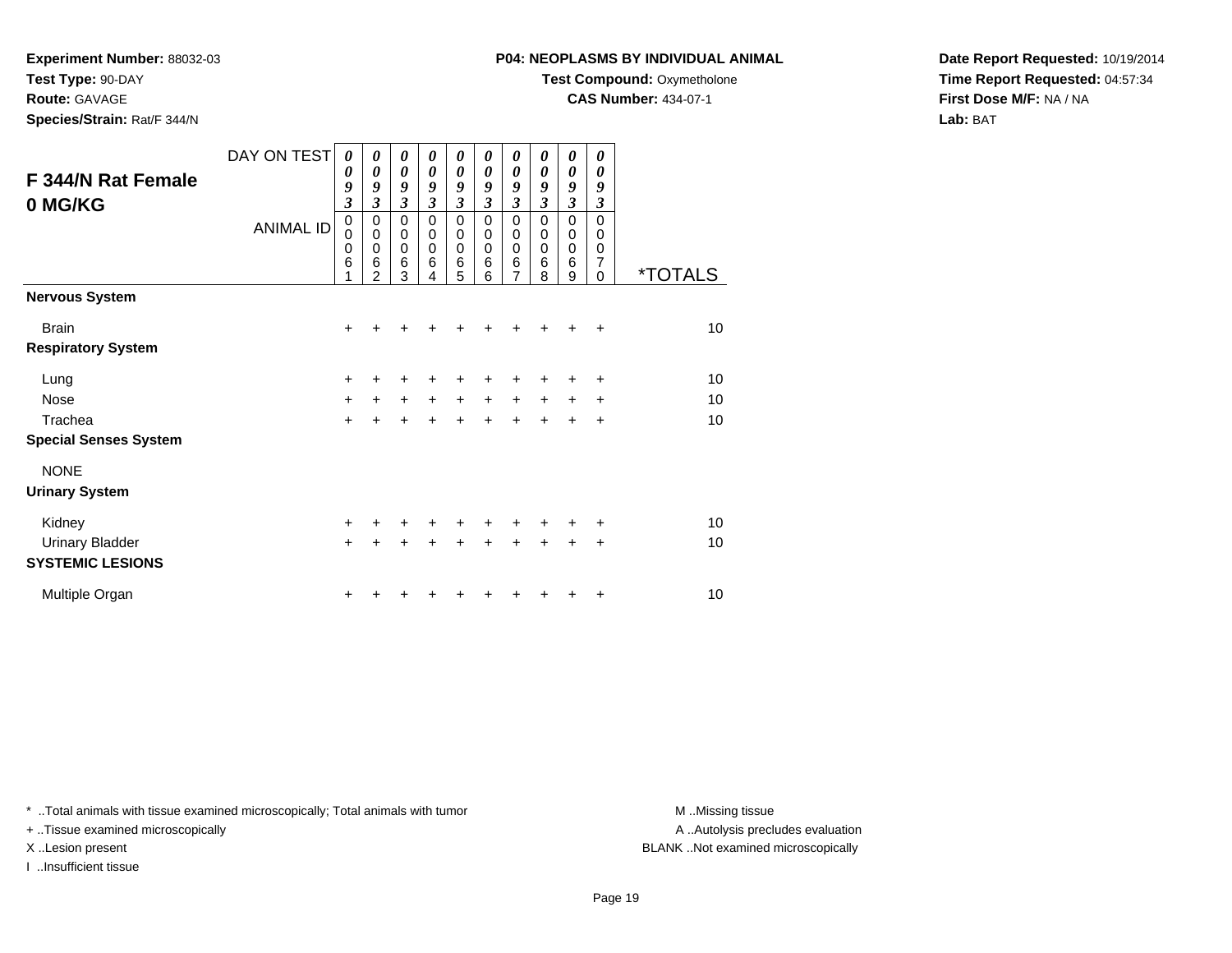**Experiment Number:** 88032-03
**Test Type:** 90-DAY
**Route:** GAVAGE
**Species/Strain:** Rat/F 344/N

**P04: NEOPLASMS BY INDIVIDUAL ANIMAL**
**Test Compound:** Oxymetholone
**CAS Number:** 434-07-1

**Date Report Requested:** 10/19/2014
**Time Report Requested:** 04:57:34
**First Dose M/F:** NA / NA
**Lab:** BAT

## F 344/N Rat Female 0 MG/KG

| DAY ON TEST | 0093 | 0093 | 0093 | 0093 | 0093 | 0093 | 0093 | 0093 | 0093 | 0093 | |
|---|---|---|---|---|---|---|---|---|---|---|---|
| **ANIMAL ID** | 00061 | 00062 | 00063 | 00064 | 00065 | 00066 | 00067 | 00068 | 00069 | 00070 | ***TOTALS** |
| **Nervous System** | | | | | | | | | | | |
| Brain | + | + | + | + | + | + | + | + | + | + | 10 |
| **Respiratory System** | | | | | | | | | | | |
| Lung | + | + | + | + | + | + | + | + | + | + | 10 |
| Nose | + | + | + | + | + | + | + | + | + | + | 10 |
| Trachea | + | + | + | + | + | + | + | + | + | + | 10 |
| **Special Senses System** | | | | | | | | | | | |
| NONE | | | | | | | | | | | |
| **Urinary System** | | | | | | | | | | | |
| Kidney | + | + | + | + | + | + | + | + | + | + | 10 |
| Urinary Bladder | + | + | + | + | + | + | + | + | + | + | 10 |
| **SYSTEMIC LESIONS** | | | | | | | | | | | |
| Multiple Organ | + | + | + | + | + | + | + | + | + | + | 10 |

* ..Total animals with tissue examined microscopically; Total animals with tumor
+ ..Tissue examined microscopically
X ..Lesion present
I ..Insufficient tissue

M ..Missing tissue
A ..Autolysis precludes evaluation
BLANK ..Not examined microscopically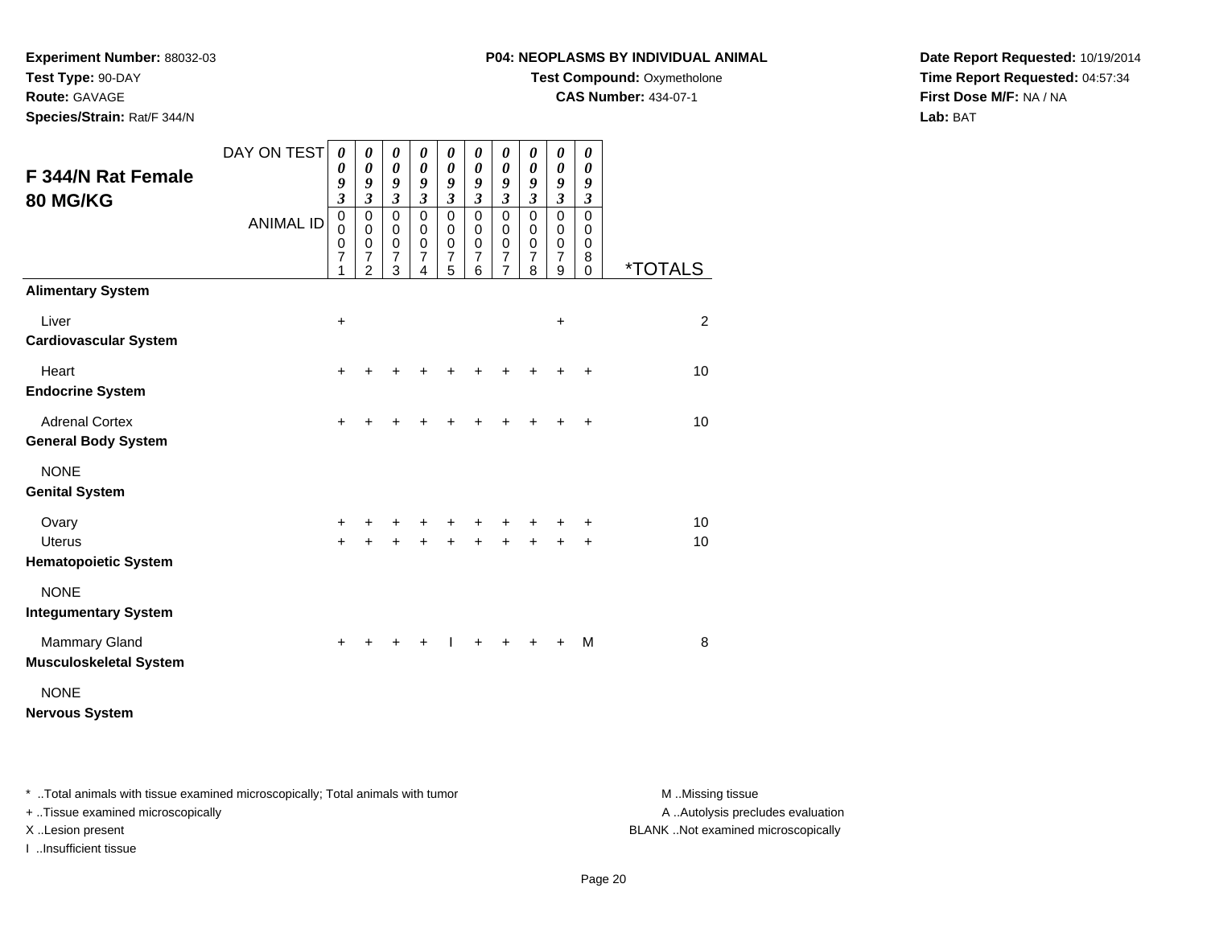**Experiment Number:** 88032-03
**Test Type:** 90-DAY
**Route:** GAVAGE
**Species/Strain:** Rat/F 344/N

**P04: NEOPLASMS BY INDIVIDUAL ANIMAL**
**Test Compound:** Oxymetholone
**CAS Number:** 434-07-1

**Date Report Requested:** 10/19/2014
**Time Report Requested:** 04:57:34
**First Dose M/F:** NA / NA
**Lab:** BAT

## F 344/N Rat Female 80 MG/KG

| DAY ON TEST | 0093 | 0093 | 0093 | 0093 | 0093 | 0093 | 0093 | 0093 | 0093 | 0093 | |
|---|---|---|---|---|---|---|---|---|---|---|---|
| ANIMAL ID | 00071 | 00072 | 00073 | 00074 | 00075 | 00076 | 00077 | 00078 | 00079 | 00080 | *TOTALS |
| **Alimentary System** | | | | | | | | | | | |
| Liver | + | | | | | | | | + | | 2 |
| **Cardiovascular System** | | | | | | | | | | | |
| Heart | + | + | + | + | + | + | + | + | + | + | 10 |
| **Endocrine System** | | | | | | | | | | | |
| Adrenal Cortex | + | + | + | + | + | + | + | + | + | + | 10 |
| **General Body System** | | | | | | | | | | | |
| NONE | | | | | | | | | | | |
| **Genital System** | | | | | | | | | | | |
| Ovary | + | + | + | + | + | + | + | + | + | + | 10 |
| Uterus | + | + | + | + | + | + | + | + | + | + | 10 |
| **Hematopoietic System** | | | | | | | | | | | |
| NONE | | | | | | | | | | | |
| **Integumentary System** | | | | | | | | | | | |
| Mammary Gland | + | + | + | + | I | + | + | + | + | M | 8 |
| **Musculoskeletal System** | | | | | | | | | | | |
| NONE | | | | | | | | | | | |
| **Nervous System** | | | | | | | | | | | |

* ..Total animals with tissue examined microscopically; Total animals with tumor
+ ..Tissue examined microscopically
X ..Lesion present
I ..Insufficient tissue

M ..Missing tissue
A ..Autolysis precludes evaluation
BLANK ..Not examined microscopically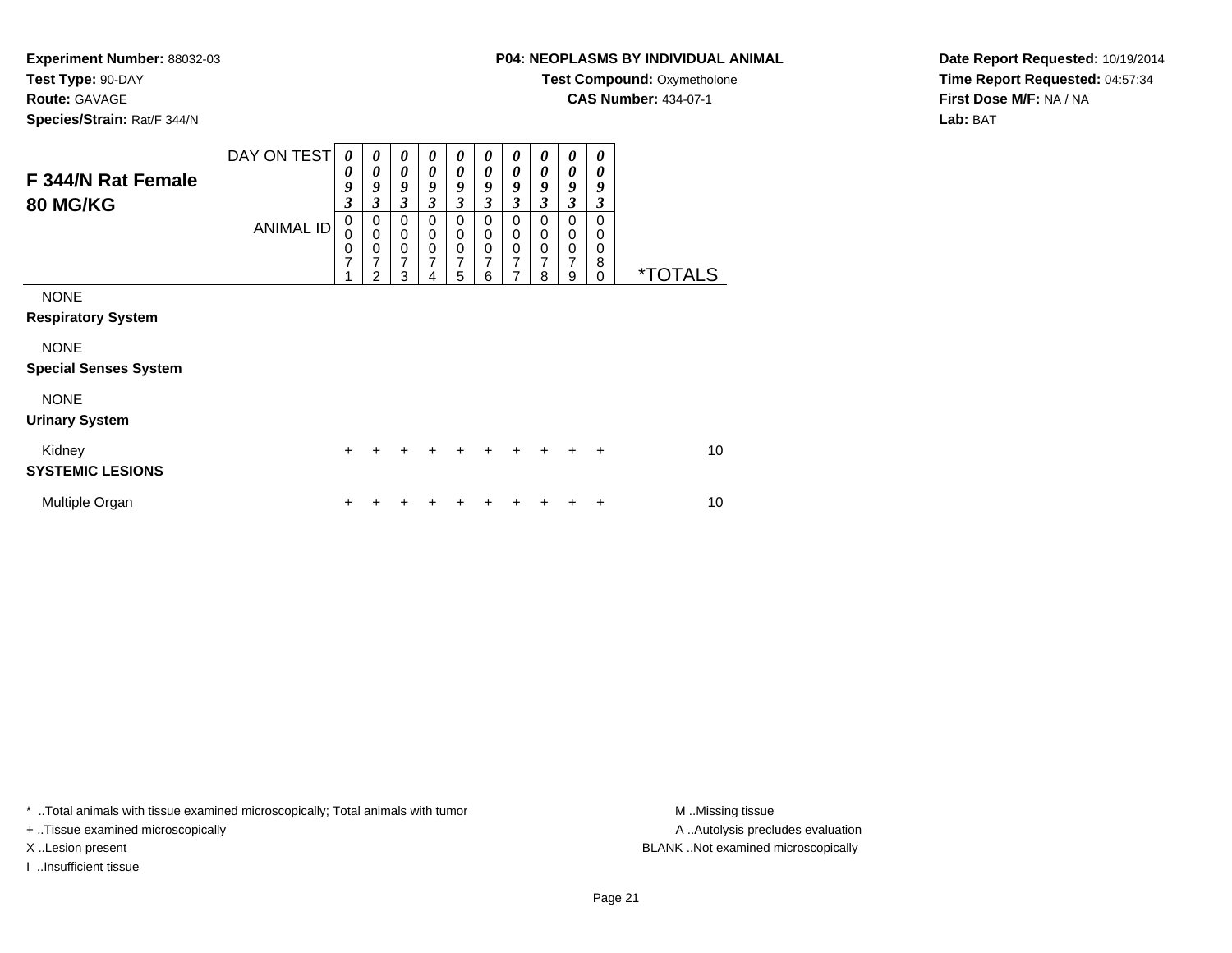**Experiment Number:** 88032-03
**Test Type:** 90-DAY
**Route:** GAVAGE
**Species/Strain:** Rat/F 344/N

**P04: NEOPLASMS BY INDIVIDUAL ANIMAL**
**Test Compound:** Oxymetholone
**CAS Number:** 434-07-1

**Date Report Requested:** 10/19/2014
**Time Report Requested:** 04:57:34
**First Dose M/F:** NA / NA
**Lab:** BAT

## F 344/N Rat Female 80 MG/KG

| DAY ON TEST | 0093 | 0093 | 0093 | 0093 | 0093 | 0093 | 0093 | 0093 | 0093 | 0093 | |
|---|---|---|---|---|---|---|---|---|---|---|---|
| ANIMAL ID | 00071 | 00072 | 00073 | 00074 | 00075 | 00076 | 00077 | 00078 | 00079 | 00080 | *TOTALS |
| NONE | | | | | | | | | | | |
| **Respiratory System** | | | | | | | | | | | |
| NONE | | | | | | | | | | | |
| **Special Senses System** | | | | | | | | | | | |
| NONE | | | | | | | | | | | |
| **Urinary System** | | | | | | | | | | | |
| Kidney | + | + | + | + | + | + | + | + | + | + | 10 |
| **SYSTEMIC LESIONS** | | | | | | | | | | | |
| Multiple Organ | + | + | + | + | + | + | + | + | + | + | 10 |

* ..Total animals with tissue examined microscopically; Total animals with tumor
+ ..Tissue examined microscopically
X ..Lesion present
I ..Insufficient tissue

M ..Missing tissue
A ..Autolysis precludes evaluation
BLANK ..Not examined microscopically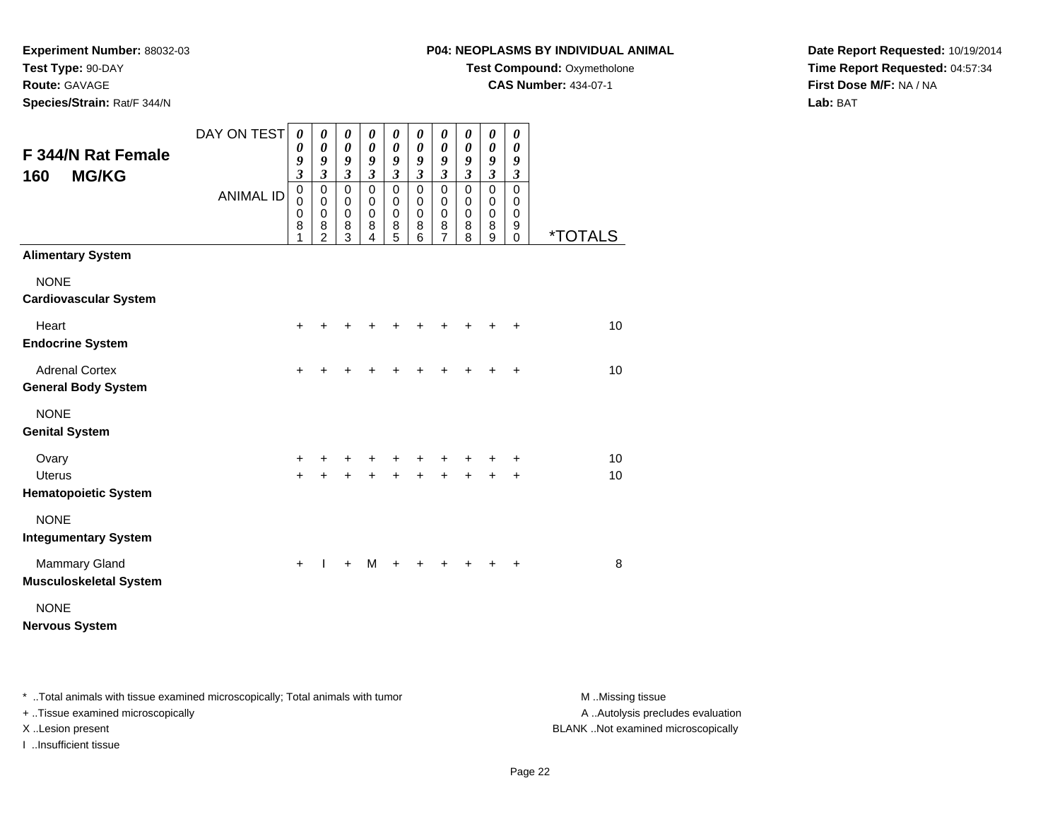**Experiment Number:** 88032-03
**Test Type:** 90-DAY
**Route:** GAVAGE
**Species/Strain:** Rat/F 344/N

**P04: NEOPLASMS BY INDIVIDUAL ANIMAL**
**Test Compound:** Oxymetholone
**CAS Number:** 434-07-1

**Date Report Requested:** 10/19/2014
**Time Report Requested:** 04:57:34
**First Dose M/F:** NA / NA
**Lab:** BAT

## F 344/N Rat Female
## 160 MG/KG

| DAY ON TEST | 0093 | 0093 | 0093 | 0093 | 0093 | 0093 | 0093 | 0093 | 0093 | 0093 | |
|---|---|---|---|---|---|---|---|---|---|---|---|
| ANIMAL ID | 00081 | 00082 | 00083 | 00084 | 00085 | 00086 | 00087 | 00088 | 00089 | 00090 | *TOTALS |
| **Alimentary System** | | | | | | | | | | | |
| NONE | | | | | | | | | | | |
| **Cardiovascular System** | | | | | | | | | | | |
| Heart | + | + | + | + | + | + | + | + | + | + | 10 |
| **Endocrine System** | | | | | | | | | | | |
| Adrenal Cortex | + | + | + | + | + | + | + | + | + | + | 10 |
| **General Body System** | | | | | | | | | | | |
| NONE | | | | | | | | | | | |
| **Genital System** | | | | | | | | | | | |
| Ovary | + | + | + | + | + | + | + | + | + | + | 10 |
| Uterus | + | + | + | + | + | + | + | + | + | + | 10 |
| **Hematopoietic System** | | | | | | | | | | | |
| NONE | | | | | | | | | | | |
| **Integumentary System** | | | | | | | | | | | |
| Mammary Gland | + | I | + | M | + | + | + | + | + | + | 8 |
| **Musculoskeletal System** | | | | | | | | | | | |
| NONE | | | | | | | | | | | |
| **Nervous System** | | | | | | | | | | | |

\* ..Total animals with tissue examined microscopically; Total animals with tumor
+ ..Tissue examined microscopically
X ..Lesion present
I ..Insufficient tissue

M ..Missing tissue
A ..Autolysis precludes evaluation
BLANK ..Not examined microscopically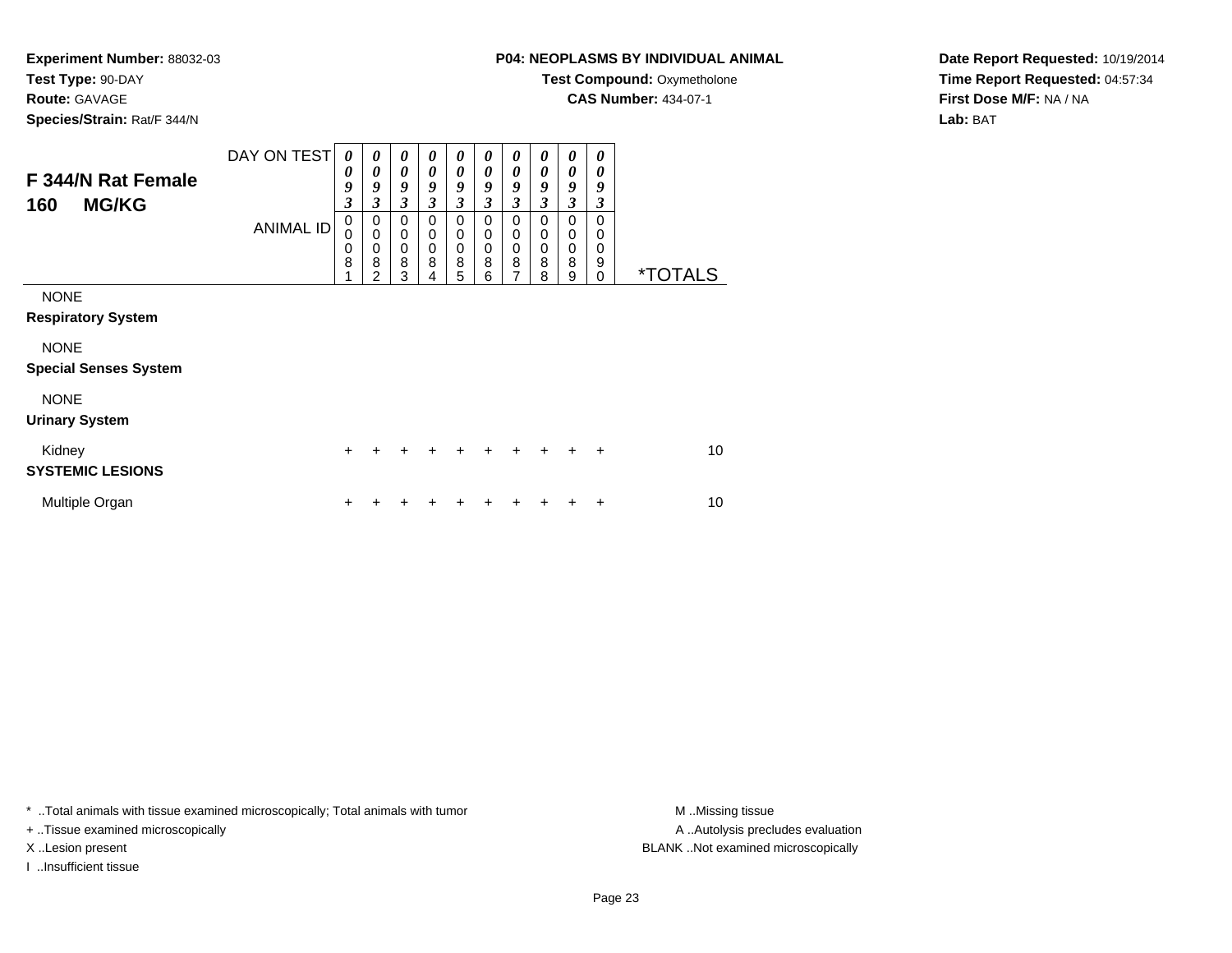**Experiment Number:** 88032-03
**Test Type:** 90-DAY
**Route:** GAVAGE
**Species/Strain:** Rat/F 344/N

**P04: NEOPLASMS BY INDIVIDUAL ANIMAL**
**Test Compound:** Oxymetholone
**CAS Number:** 434-07-1

**Date Report Requested:** 10/19/2014
**Time Report Requested:** 04:57:34
**First Dose M/F:** NA / NA
**Lab:** BAT

## F 344/N Rat Female
## 160 MG/KG

| DAY ON TEST | 0093 | 0093 | 0093 | 0093 | 0093 | 0093 | 0093 | 0093 | 0093 | 0093 | |
|---|---|---|---|---|---|---|---|---|---|---|---|
| **ANIMAL ID** | 00081 | 00082 | 00083 | 00084 | 00085 | 00086 | 00087 | 00088 | 00089 | 00090 | ***TOTALS** |
| NONE | | | | | | | | | | | |
| **Respiratory System** | | | | | | | | | | | |
| NONE | | | | | | | | | | | |
| **Special Senses System** | | | | | | | | | | | |
| NONE | | | | | | | | | | | |
| **Urinary System** | | | | | | | | | | | |
| Kidney | + | + | + | + | + | + | + | + | + | + | 10 |
| **SYSTEMIC LESIONS** | | | | | | | | | | | |
| Multiple Organ | + | + | + | + | + | + | + | + | + | + | 10 |

\* ..Total animals with tissue examined microscopically; Total animals with tumor
\+ ..Tissue examined microscopically
X ..Lesion present
I ..Insufficient tissue

M ..Missing tissue
A ..Autolysis precludes evaluation
BLANK ..Not examined microscopically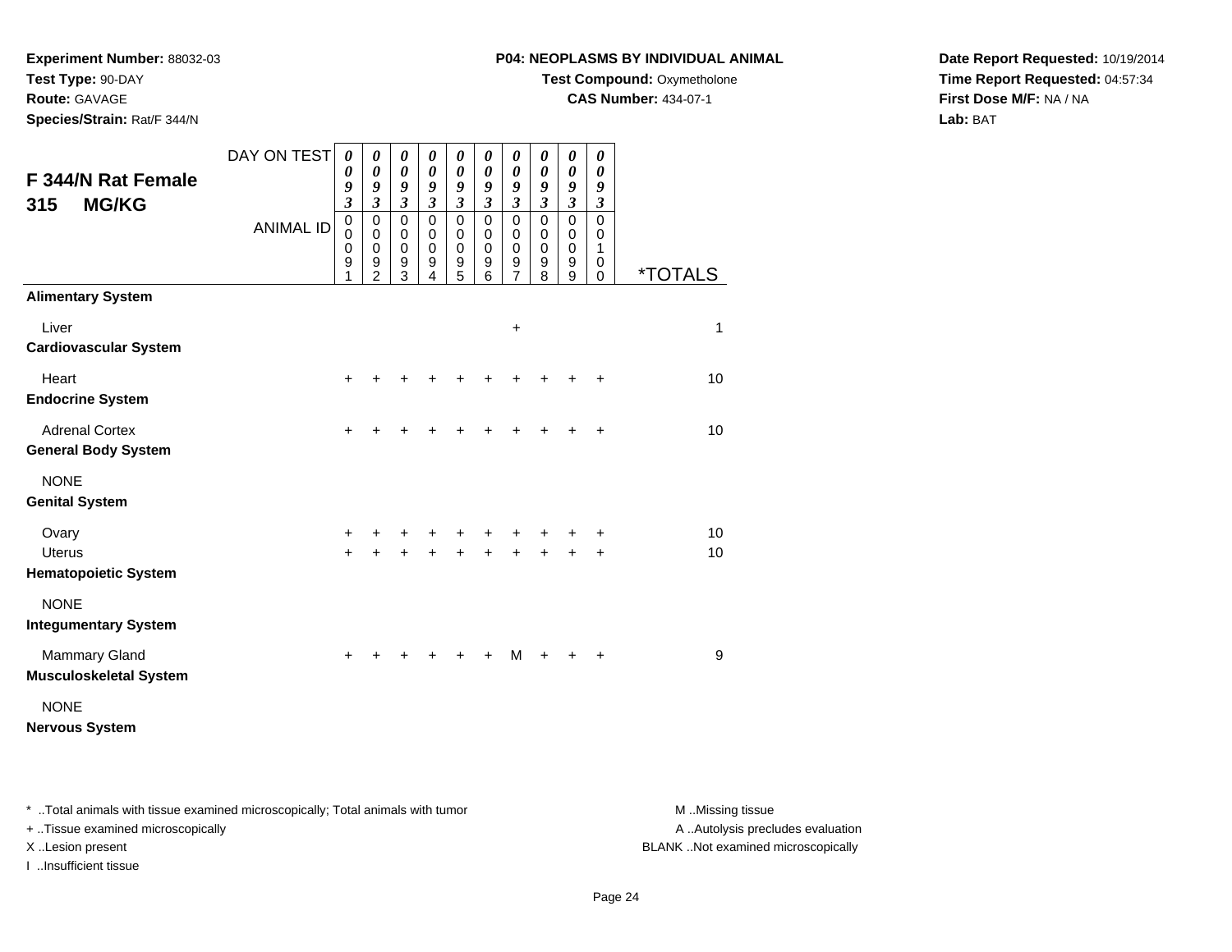**Experiment Number:** 88032-03
**Test Type:** 90-DAY
**Route:** GAVAGE
**Species/Strain:** Rat/F 344/N

**P04: NEOPLASMS BY INDIVIDUAL ANIMAL**
**Test Compound:** Oxymetholone
**CAS Number:** 434-07-1

**Date Report Requested:** 10/19/2014
**Time Report Requested:** 04:57:34
**First Dose M/F:** NA / NA
**Lab:** BAT

## F 344/N Rat Female
## 315 MG/KG

| DAY ON TEST | 0093 | 0093 | 0093 | 0093 | 0093 | 0093 | 0093 | 0093 | 0093 | 0093 | |
|---|---|---|---|---|---|---|---|---|---|---|---|
| ANIMAL ID | 00091 | 00092 | 00093 | 00094 | 00095 | 00096 | 00097 | 00098 | 00099 | 00100 | *TOTALS |
| **Alimentary System** | | | | | | | | | | | |
| Liver | | | | | | | + | | | | 1 |
| **Cardiovascular System** | | | | | | | | | | | |
| Heart | + | + | + | + | + | + | + | + | + | + | 10 |
| **Endocrine System** | | | | | | | | | | | |
| Adrenal Cortex | + | + | + | + | + | + | + | + | + | + | 10 |
| **General Body System** | | | | | | | | | | | |
| NONE | | | | | | | | | | | |
| **Genital System** | | | | | | | | | | | |
| Ovary | + | + | + | + | + | + | + | + | + | + | 10 |
| Uterus | + | + | + | + | + | + | + | + | + | + | 10 |
| **Hematopoietic System** | | | | | | | | | | | |
| NONE | | | | | | | | | | | |
| **Integumentary System** | | | | | | | | | | | |
| Mammary Gland | + | + | + | + | + | + | M | + | + | + | 9 |
| **Musculoskeletal System** | | | | | | | | | | | |
| NONE | | | | | | | | | | | |
| **Nervous System** | | | | | | | | | | | |

* ..Total animals with tissue examined microscopically; Total animals with tumor
+ ..Tissue examined microscopically
X ..Lesion present
I ..Insufficient tissue

M ..Missing tissue
A ..Autolysis precludes evaluation
BLANK ..Not examined microscopically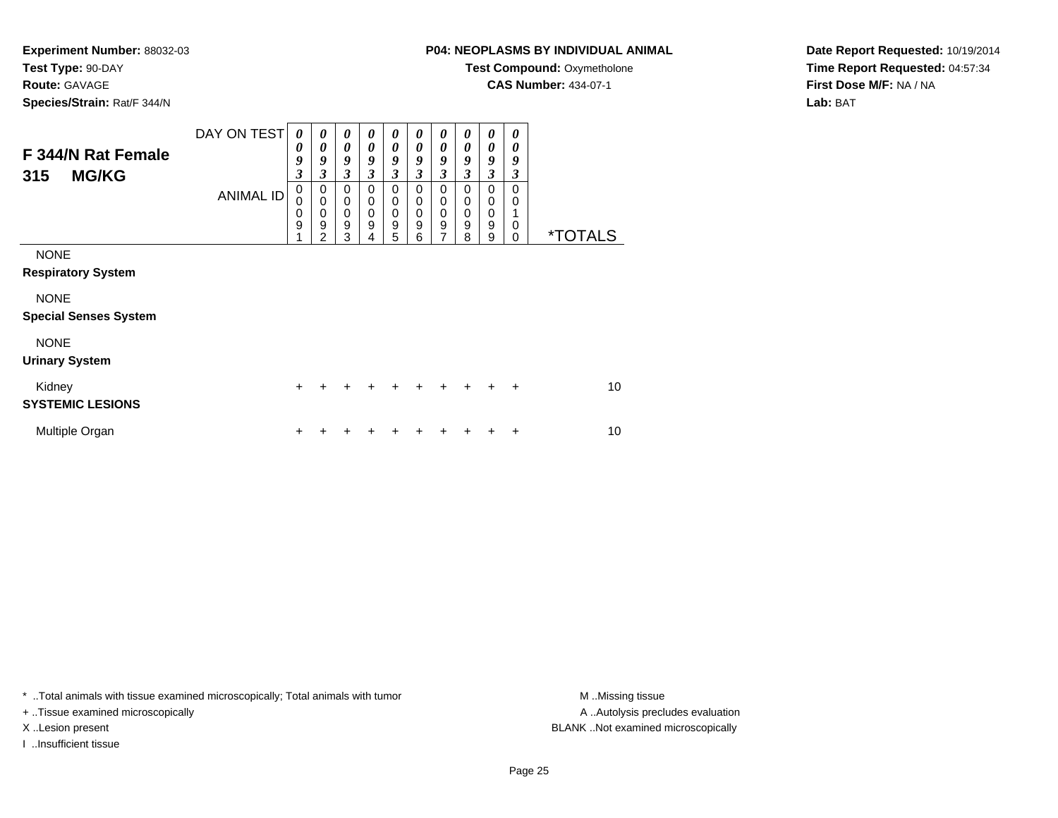**Experiment Number:** 88032-03
**Test Type:** 90-DAY
**Route:** GAVAGE
**Species/Strain:** Rat/F 344/N

**P04: NEOPLASMS BY INDIVIDUAL ANIMAL**
**Test Compound:** Oxymetholone
**CAS Number:** 434-07-1

**Date Report Requested:** 10/19/2014
**Time Report Requested:** 04:57:34
**First Dose M/F:** NA / NA
**Lab:** BAT

## F 344/N Rat Female 315 MG/KG

| DAY ON TEST | 0093 | 0093 | 0093 | 0093 | 0093 | 0093 | 0093 | 0093 | 0093 | 0093 | |
|---|---|---|---|---|---|---|---|---|---|---|---|
| ANIMAL ID | 00091 | 00092 | 00093 | 00094 | 00095 | 00096 | 00097 | 00098 | 00099 | 00100 | *TOTALS |
| NONE | | | | | | | | | | | |
| **Respiratory System** | | | | | | | | | | | |
| NONE | | | | | | | | | | | |
| **Special Senses System** | | | | | | | | | | | |
| NONE | | | | | | | | | | | |
| **Urinary System** | | | | | | | | | | | |
| Kidney | + | + | + | + | + | + | + | + | + | + | 10 |
| **SYSTEMIC LESIONS** | | | | | | | | | | | |
| Multiple Organ | + | + | + | + | + | + | + | + | + | + | 10 |

* ..Total animals with tissue examined microscopically; Total animals with tumor
+ ..Tissue examined microscopically
X ..Lesion present
I ..Insufficient tissue

M ..Missing tissue
A ..Autolysis precludes evaluation
BLANK ..Not examined microscopically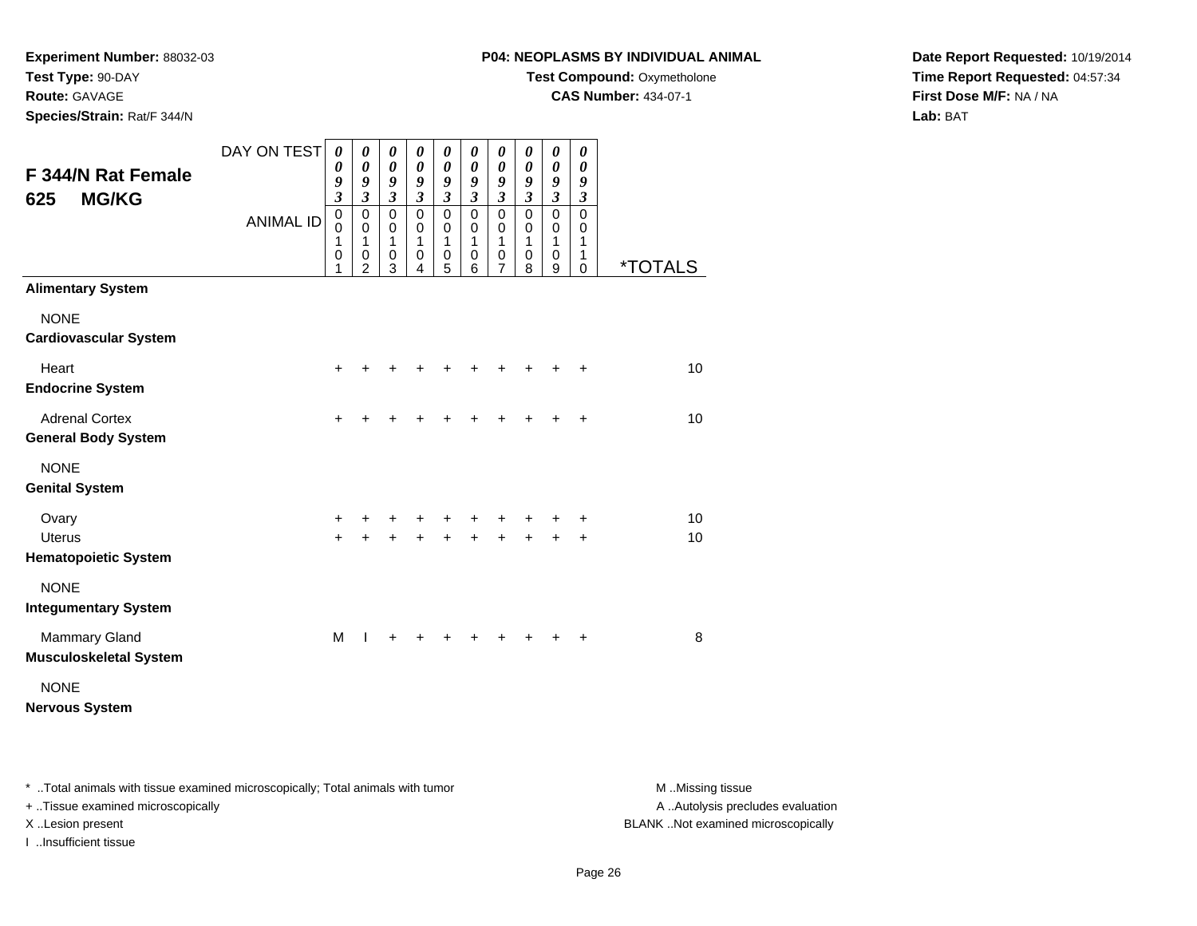**Experiment Number:** 88032-03
**Test Type:** 90-DAY
**Route:** GAVAGE
**Species/Strain:** Rat/F 344/N

**P04: NEOPLASMS BY INDIVIDUAL ANIMAL**
**Test Compound:** Oxymetholone
**CAS Number:** 434-07-1

**Date Report Requested:** 10/19/2014
**Time Report Requested:** 04:57:34
**First Dose M/F:** NA / NA
**Lab:** BAT

## F 344/N Rat Female
## 625 MG/KG

| | DAY ON TEST | 0093 | 0093 | 0093 | 0093 | 0093 | 0093 | 0093 | 0093 | 0093 | 0093 | |
|---|---|---|---|---|---|---|---|---|---|---|---|---|
| | ANIMAL ID | 00101 | 00102 | 00103 | 00104 | 00105 | 00106 | 00107 | 00108 | 00109 | 00110 | *TOTALS |
| **Alimentary System** | | | | | | | | | | | | |
| NONE | | | | | | | | | | | | |
| **Cardiovascular System** | | | | | | | | | | | | |
| Heart | | + | + | + | + | + | + | + | + | + | + | 10 |
| **Endocrine System** | | | | | | | | | | | | |
| Adrenal Cortex | | + | + | + | + | + | + | + | + | + | + | 10 |
| **General Body System** | | | | | | | | | | | | |
| NONE | | | | | | | | | | | | |
| **Genital System** | | | | | | | | | | | | |
| Ovary | | + | + | + | + | + | + | + | + | + | + | 10 |
| Uterus | | + | + | + | + | + | + | + | + | + | + | 10 |
| **Hematopoietic System** | | | | | | | | | | | | |
| NONE | | | | | | | | | | | | |
| **Integumentary System** | | | | | | | | | | | | |
| Mammary Gland | | M | I | + | + | + | + | + | + | + | + | 8 |
| **Musculoskeletal System** | | | | | | | | | | | | |
| NONE | | | | | | | | | | | | |
| **Nervous System** | | | | | | | | | | | | |

* ..Total animals with tissue examined microscopically; Total animals with tumor
+ ..Tissue examined microscopically
X ..Lesion present
I ..Insufficient tissue

M ..Missing tissue
A ..Autolysis precludes evaluation
BLANK ..Not examined microscopically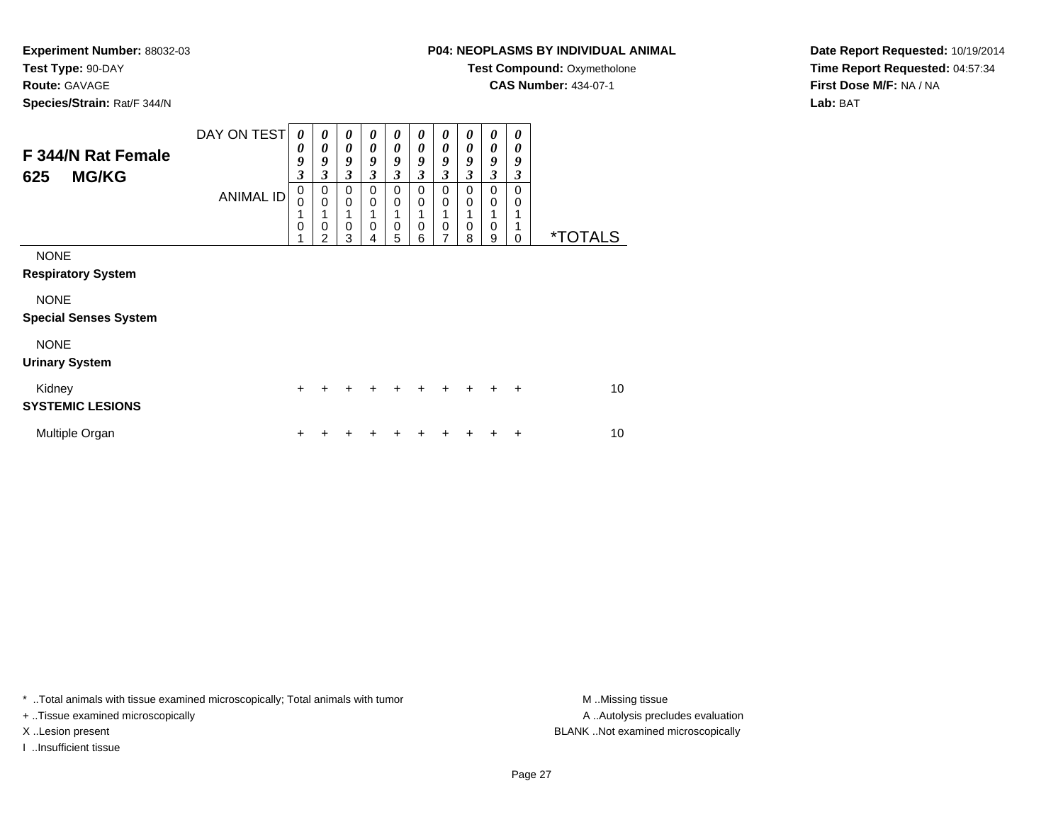**Experiment Number:** 88032-03
**Test Type:** 90-DAY
**Route:** GAVAGE
**Species/Strain:** Rat/F 344/N

**P04: NEOPLASMS BY INDIVIDUAL ANIMAL**
**Test Compound:** Oxymetholone
**CAS Number:** 434-07-1

**Date Report Requested:** 10/19/2014
**Time Report Requested:** 04:57:34
**First Dose M/F:** NA / NA
**Lab:** BAT

## F 344/N Rat Female 625 MG/KG

| DAY ON TEST | 0093 | 0093 | 0093 | 0093 | 0093 | 0093 | 0093 | 0093 | 0093 | 0093 | |
|---|---|---|---|---|---|---|---|---|---|---|---|
| ANIMAL ID | 00101 | 00102 | 00103 | 00104 | 00105 | 00106 | 00107 | 00108 | 00109 | 00110 | *TOTALS |
| NONE | | | | | | | | | | | |
| **Respiratory System** | | | | | | | | | | | |
| NONE | | | | | | | | | | | |
| **Special Senses System** | | | | | | | | | | | |
| NONE | | | | | | | | | | | |
| **Urinary System** | | | | | | | | | | | |
| Kidney | + | + | + | + | + | + | + | + | + | + | 10 |
| **SYSTEMIC LESIONS** | | | | | | | | | | | |
| Multiple Organ | + | + | + | + | + | + | + | + | + | + | 10 |

\* ..Total animals with tissue examined microscopically; Total animals with tumor
+ ..Tissue examined microscopically
X ..Lesion present
I ..Insufficient tissue

M ..Missing tissue
A ..Autolysis precludes evaluation
BLANK ..Not examined microscopically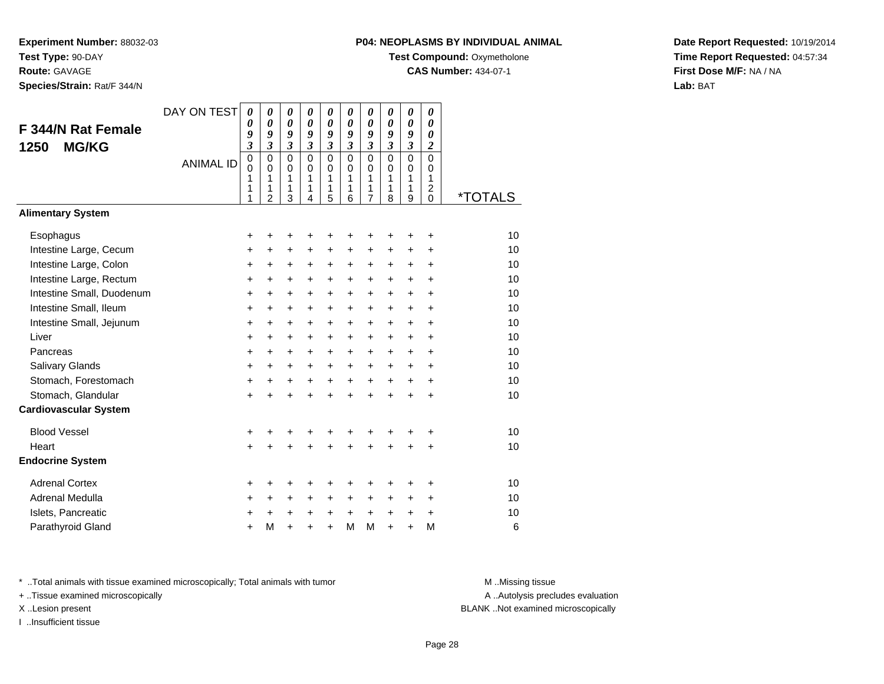**Experiment Number:** 88032-03
**Test Type:** 90-DAY
**Route:** GAVAGE
**Species/Strain:** Rat/F 344/N

**P04: NEOPLASMS BY INDIVIDUAL ANIMAL**
**Test Compound:** Oxymetholone
**CAS Number:** 434-07-1

**Date Report Requested:** 10/19/2014
**Time Report Requested:** 04:57:34
**First Dose M/F:** NA / NA
**Lab:** BAT

## F 344/N Rat Female 1250 MG/KG

| DAY ON TEST | 0093 | 0093 | 0093 | 0093 | 0093 | 0093 | 0093 | 0093 | 0093 | 0002 | |
|---|---|---|---|---|---|---|---|---|---|---|---|
| **ANIMAL ID** | 00111 | 00112 | 00113 | 00114 | 00115 | 00116 | 00117 | 00118 | 00119 | 00120 | ***TOTALS** |
| **Alimentary System** | | | | | | | | | | | |
| Esophagus | + | + | + | + | + | + | + | + | + | + | 10 |
| Intestine Large, Cecum | + | + | + | + | + | + | + | + | + | + | 10 |
| Intestine Large, Colon | + | + | + | + | + | + | + | + | + | + | 10 |
| Intestine Large, Rectum | + | + | + | + | + | + | + | + | + | + | 10 |
| Intestine Small, Duodenum | + | + | + | + | + | + | + | + | + | + | 10 |
| Intestine Small, Ileum | + | + | + | + | + | + | + | + | + | + | 10 |
| Intestine Small, Jejunum | + | + | + | + | + | + | + | + | + | + | 10 |
| Liver | + | + | + | + | + | + | + | + | + | + | 10 |
| Pancreas | + | + | + | + | + | + | + | + | + | + | 10 |
| Salivary Glands | + | + | + | + | + | + | + | + | + | + | 10 |
| Stomach, Forestomach | + | + | + | + | + | + | + | + | + | + | 10 |
| Stomach, Glandular | + | + | + | + | + | + | + | + | + | + | 10 |
| **Cardiovascular System** | | | | | | | | | | | |
| Blood Vessel | + | + | + | + | + | + | + | + | + | + | 10 |
| Heart | + | + | + | + | + | + | + | + | + | + | 10 |
| **Endocrine System** | | | | | | | | | | | |
| Adrenal Cortex | + | + | + | + | + | + | + | + | + | + | 10 |
| Adrenal Medulla | + | + | + | + | + | + | + | + | + | + | 10 |
| Islets, Pancreatic | + | + | + | + | + | + | + | + | + | + | 10 |
| Parathyroid Gland | + | M | + | + | + | M | M | + | + | M | 6 |

* ..Total animals with tissue examined microscopically; Total animals with tumor
+ ..Tissue examined microscopically
X ..Lesion present
I ..Insufficient tissue

M ..Missing tissue
A ..Autolysis precludes evaluation
BLANK ..Not examined microscopically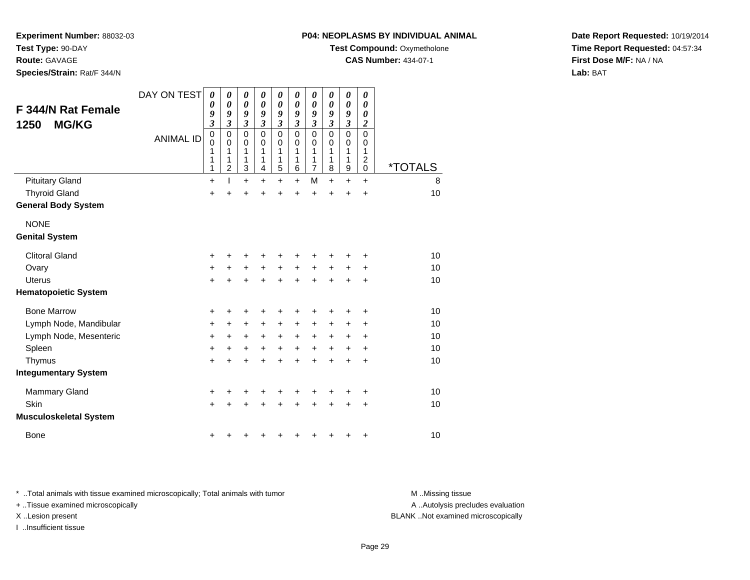**Experiment Number:** 88032-03
**Test Type:** 90-DAY
**Route:** GAVAGE
**Species/Strain:** Rat/F 344/N

**P04: NEOPLASMS BY INDIVIDUAL ANIMAL**
**Test Compound:** Oxymetholone
**CAS Number:** 434-07-1

**Date Report Requested:** 10/19/2014
**Time Report Requested:** 04:57:34
**First Dose M/F:** NA / NA
**Lab:** BAT

## F 344/N Rat Female 1250 MG/KG

| DAY ON TEST | 0093 | 0093 | 0093 | 0093 | 0093 | 0093 | 0093 | 0093 | 0093 | 0002 | |
|---|---|---|---|---|---|---|---|---|---|---|---|
| **ANIMAL ID** | 00111 | 00112 | 00113 | 00114 | 00115 | 00116 | 00117 | 00118 | 00119 | 00120 | ***TOTALS** |
| Pituitary Gland | + | I | + | + | + | + | M | + | + | + | 8 |
| Thyroid Gland | + | + | + | + | + | + | + | + | + | + | 10 |
| **General Body System** | | | | | | | | | | | |
| NONE | | | | | | | | | | | |
| **Genital System** | | | | | | | | | | | |
| Clitoral Gland | + | + | + | + | + | + | + | + | + | + | 10 |
| Ovary | + | + | + | + | + | + | + | + | + | + | 10 |
| Uterus | + | + | + | + | + | + | + | + | + | + | 10 |
| **Hematopoietic System** | | | | | | | | | | | |
| Bone Marrow | + | + | + | + | + | + | + | + | + | + | 10 |
| Lymph Node, Mandibular | + | + | + | + | + | + | + | + | + | + | 10 |
| Lymph Node, Mesenteric | + | + | + | + | + | + | + | + | + | + | 10 |
| Spleen | + | + | + | + | + | + | + | + | + | + | 10 |
| Thymus | + | + | + | + | + | + | + | + | + | + | 10 |
| **Integumentary System** | | | | | | | | | | | |
| Mammary Gland | + | + | + | + | + | + | + | + | + | + | 10 |
| Skin | + | + | + | + | + | + | + | + | + | + | 10 |
| **Musculoskeletal System** | | | | | | | | | | | |
| Bone | + | + | + | + | + | + | + | + | + | + | 10 |

\* ..Total animals with tissue examined microscopically; Total animals with tumor
+ ..Tissue examined microscopically
X ..Lesion present
I ..Insufficient tissue

M ..Missing tissue
A ..Autolysis precludes evaluation
BLANK ..Not examined microscopically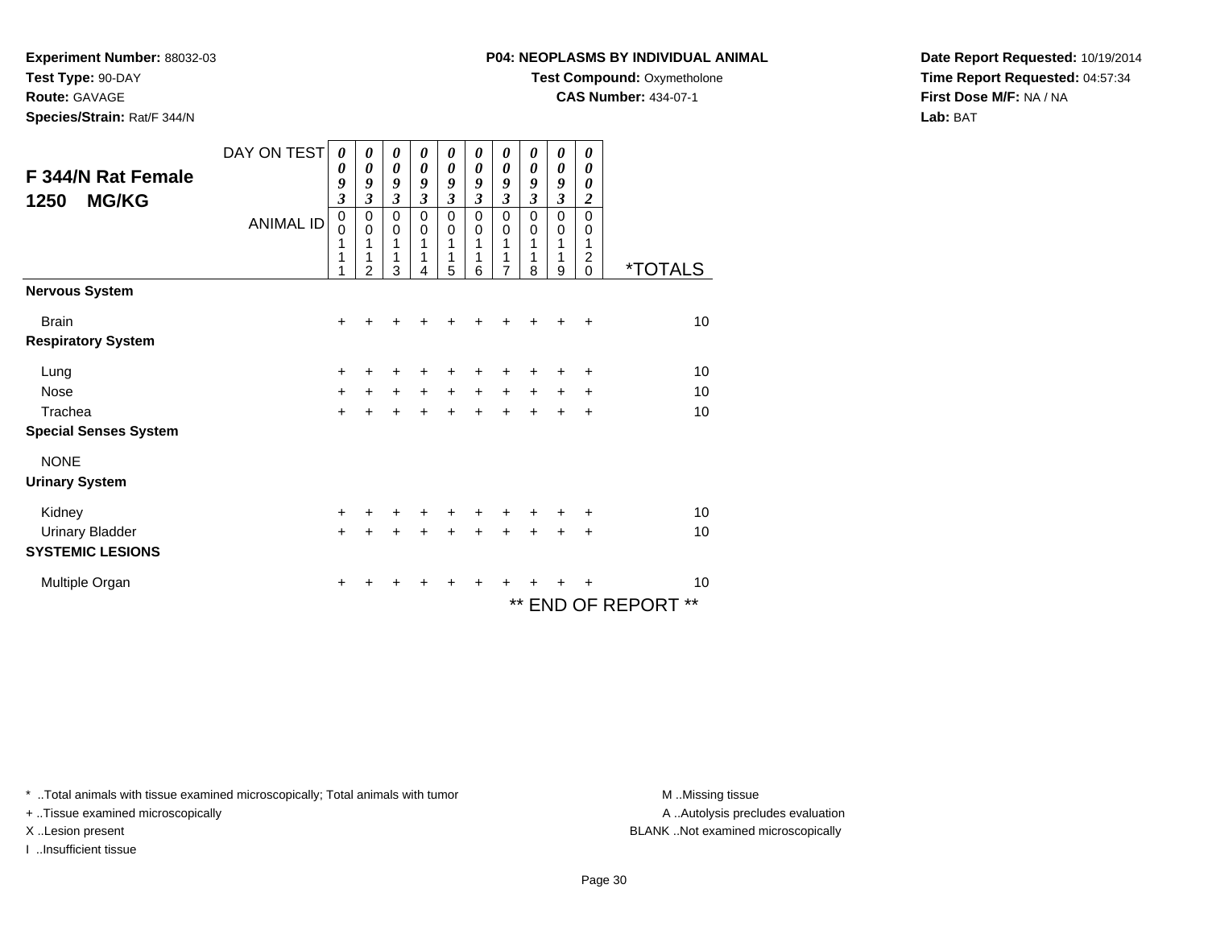**Experiment Number:** 88032-03
**Test Type:** 90-DAY
**Route:** GAVAGE
**Species/Strain:** Rat/F 344/N

**P04: NEOPLASMS BY INDIVIDUAL ANIMAL**
**Test Compound:** Oxymetholone
**CAS Number:** 434-07-1

**Date Report Requested:** 10/19/2014
**Time Report Requested:** 04:57:34
**First Dose M/F:** NA / NA
**Lab:** BAT

## F 344/N Rat Female 1250 MG/KG

| DAY ON TEST | 0093 | 0093 | 0093 | 0093 | 0093 | 0093 | 0093 | 0093 | 0093 | 0002 | |
|---|---|---|---|---|---|---|---|---|---|---|---|
| ANIMAL ID | 00111 | 00112 | 00113 | 00114 | 00115 | 00116 | 00117 | 00118 | 00119 | 00120 | *TOTALS |
| **Nervous System** | | | | | | | | | | | |
| Brain | + | + | + | + | + | + | + | + | + | + | 10 |
| **Respiratory System** | | | | | | | | | | | |
| Lung | + | + | + | + | + | + | + | + | + | + | 10 |
| Nose | + | + | + | + | + | + | + | + | + | + | 10 |
| Trachea | + | + | + | + | + | + | + | + | + | + | 10 |
| **Special Senses System** | | | | | | | | | | | |
| NONE | | | | | | | | | | | |
| **Urinary System** | | | | | | | | | | | |
| Kidney | + | + | + | + | + | + | + | + | + | + | 10 |
| Urinary Bladder | + | + | + | + | + | + | + | + | + | + | 10 |
| **SYSTEMIC LESIONS** | | | | | | | | | | | |
| Multiple Organ | + | + | + | + | + | + | + | + | + | + | 10 |

** END OF REPORT **

* ..Total animals with tissue examined microscopically; Total animals with tumor
+ ..Tissue examined microscopically
X ..Lesion present
I ..Insufficient tissue

M ..Missing tissue
A ..Autolysis precludes evaluation
BLANK ..Not examined microscopically